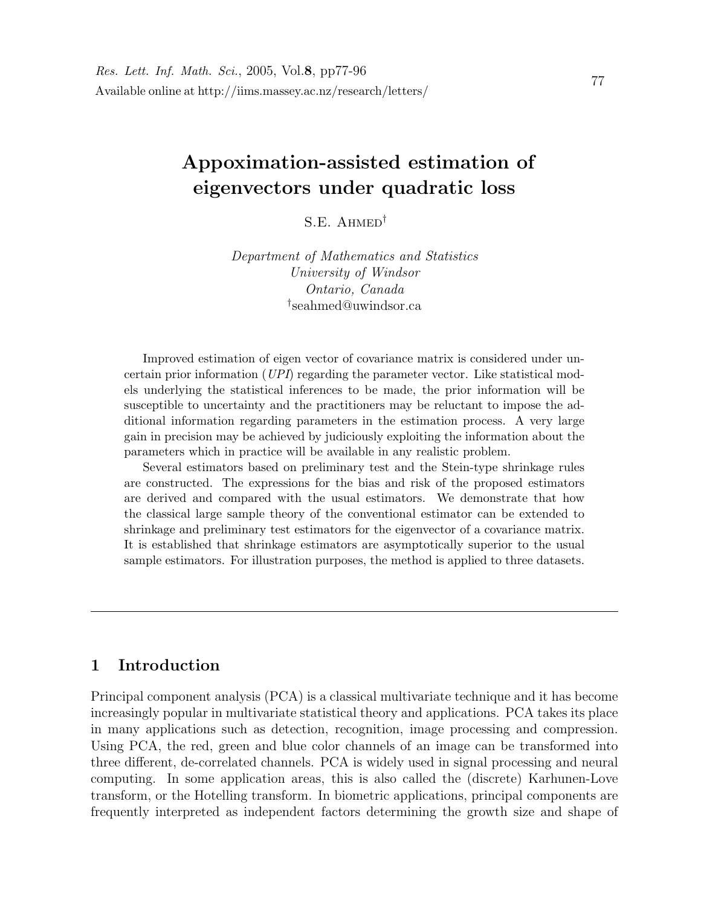# Appoximation-assisted estimation of eigenvectors under quadratic loss

S.E. Ahmed[†]

*Department of Mathematics and Statistics*
*University of Windsor*
*Ontario, Canada*
[†]seahmed@uwindsor.ca

Improved estimation of eigen vector of covariance matrix is considered under uncertain prior information (*UPI*) regarding the parameter vector. Like statistical models underlying the statistical inferences to be made, the prior information will be susceptible to uncertainty and the practitioners may be reluctant to impose the additional information regarding parameters in the estimation process. A very large gain in precision may be achieved by judiciously exploiting the information about the parameters which in practice will be available in any realistic problem.

Several estimators based on preliminary test and the Stein-type shrinkage rules are constructed. The expressions for the bias and risk of the proposed estimators are derived and compared with the usual estimators. We demonstrate that how the classical large sample theory of the conventional estimator can be extended to shrinkage and preliminary test estimators for the eigenvector of a covariance matrix. It is established that shrinkage estimators are asymptotically superior to the usual sample estimators. For illustration purposes, the method is applied to three datasets.

---

## 1 Introduction

Principal component analysis (PCA) is a classical multivariate technique and it has become increasingly popular in multivariate statistical theory and applications. PCA takes its place in many applications such as detection, recognition, image processing and compression. Using PCA, the red, green and blue color channels of an image can be transformed into three different, de-correlated channels. PCA is widely used in signal processing and neural computing. In some application areas, this is also called the (discrete) Karhunen-Love transform, or the Hotelling transform. In biometric applications, principal components are frequently interpreted as independent factors determining the growth size and shape of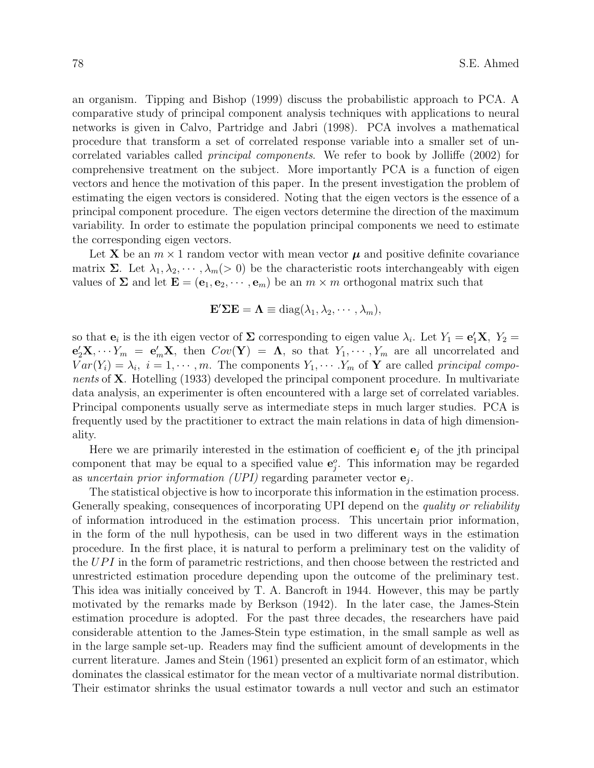an organism. Tipping and Bishop (1999) discuss the probabilistic approach to PCA. A comparative study of principal component analysis techniques with applications to neural networks is given in Calvo, Partridge and Jabri (1998). PCA involves a mathematical procedure that transform a set of correlated response variable into a smaller set of uncorrelated variables called *principal components*. We refer to book by Jolliffe (2002) for comprehensive treatment on the subject. More importantly PCA is a function of eigen vectors and hence the motivation of this paper. In the present investigation the problem of estimating the eigen vectors is considered. Noting that the eigen vectors is the essence of a principal component procedure. The eigen vectors determine the direction of the maximum variability. In order to estimate the population principal components we need to estimate the corresponding eigen vectors.

Let $\mathbf{X}$ be an $m \times 1$ random vector with mean vector $\boldsymbol{\mu}$ and positive definite covariance matrix $\boldsymbol{\Sigma}$. Let $\lambda_1, \lambda_2, \cdots, \lambda_m (> 0)$ be the characteristic roots interchangeably with eigen values of $\boldsymbol{\Sigma}$ and let $\mathbf{E} = (\mathbf{e}_1, \mathbf{e}_2, \cdots, \mathbf{e}_m)$ be an $m \times m$ orthogonal matrix such that

$$\mathbf{E}'\boldsymbol{\Sigma}\mathbf{E} = \boldsymbol{\Lambda} \equiv \text{diag}(\lambda_1, \lambda_2, \cdots, \lambda_m),$$

so that $\mathbf{e}_i$ is the ith eigen vector of $\boldsymbol{\Sigma}$ corresponding to eigen value $\lambda_i$. Let $Y_1 = \mathbf{e}_1'\mathbf{X},\ Y_2 = \mathbf{e}_2'\mathbf{X}, \cdots Y_m = \mathbf{e}_m'\mathbf{X}$, then $Cov(\mathbf{Y}) = \boldsymbol{\Lambda}$, so that $Y_1, \cdots, Y_m$ are all uncorrelated and $Var(Y_i) = \lambda_i,\ i = 1, \cdots, m$. The components $Y_1, \cdots .Y_m$ of $\mathbf{Y}$ are called *principal components* of $\mathbf{X}$. Hotelling (1933) developed the principal component procedure. In multivariate data analysis, an experimenter is often encountered with a large set of correlated variables. Principal components usually serve as intermediate steps in much larger studies. PCA is frequently used by the practitioner to extract the main relations in data of high dimensionality.

Here we are primarily interested in the estimation of coefficient $\mathbf{e}_j$ of the jth principal component that may be equal to a specified value $\mathbf{e}_j^o$. This information may be regarded as *uncertain prior information (UPI)* regarding parameter vector $\mathbf{e}_j$.

The statistical objective is how to incorporate this information in the estimation process. Generally speaking, consequences of incorporating UPI depend on the *quality or reliability* of information introduced in the estimation process. This uncertain prior information, in the form of the null hypothesis, can be used in two different ways in the estimation procedure. In the first place, it is natural to perform a preliminary test on the validity of the $UPI$ in the form of parametric restrictions, and then choose between the restricted and unrestricted estimation procedure depending upon the outcome of the preliminary test. This idea was initially conceived by T. A. Bancroft in 1944. However, this may be partly motivated by the remarks made by Berkson (1942). In the later case, the James-Stein estimation procedure is adopted. For the past three decades, the researchers have paid considerable attention to the James-Stein type estimation, in the small sample as well as in the large sample set-up. Readers may find the sufficient amount of developments in the current literature. James and Stein (1961) presented an explicit form of an estimator, which dominates the classical estimator for the mean vector of a multivariate normal distribution. Their estimator shrinks the usual estimator towards a null vector and such an estimator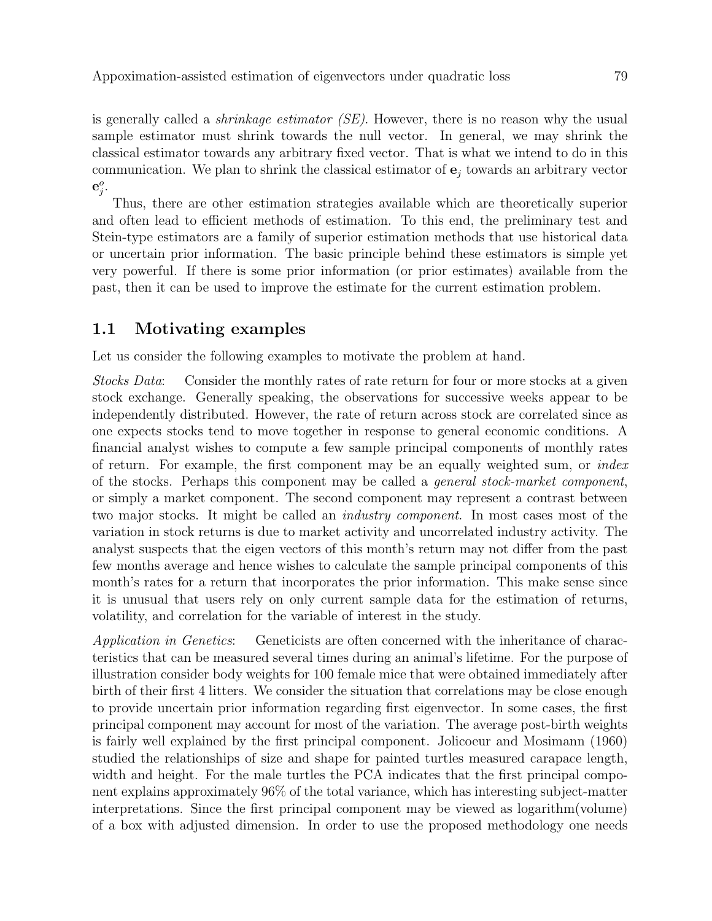is generally called a *shrinkage estimator (SE)*. However, there is no reason why the usual sample estimator must shrink towards the null vector. In general, we may shrink the classical estimator towards any arbitrary fixed vector. That is what we intend to do in this communication. We plan to shrink the classical estimator of $\mathbf{e}_j$ towards an arbitrary vector $\mathbf{e}_j^o$.

Thus, there are other estimation strategies available which are theoretically superior and often lead to efficient methods of estimation. To this end, the preliminary test and Stein-type estimators are a family of superior estimation methods that use historical data or uncertain prior information. The basic principle behind these estimators is simple yet very powerful. If there is some prior information (or prior estimates) available from the past, then it can be used to improve the estimate for the current estimation problem.

## 1.1 Motivating examples

Let us consider the following examples to motivate the problem at hand.

*Stocks Data*: Consider the monthly rates of rate return for four or more stocks at a given stock exchange. Generally speaking, the observations for successive weeks appear to be independently distributed. However, the rate of return across stock are correlated since as one expects stocks tend to move together in response to general economic conditions. A financial analyst wishes to compute a few sample principal components of monthly rates of return. For example, the first component may be an equally weighted sum, or *index* of the stocks. Perhaps this component may be called a *general stock-market component*, or simply a market component. The second component may represent a contrast between two major stocks. It might be called an *industry component*. In most cases most of the variation in stock returns is due to market activity and uncorrelated industry activity. The analyst suspects that the eigen vectors of this month's return may not differ from the past few months average and hence wishes to calculate the sample principal components of this month's rates for a return that incorporates the prior information. This make sense since it is unusual that users rely on only current sample data for the estimation of returns, volatility, and correlation for the variable of interest in the study.

*Application in Genetics*: Geneticists are often concerned with the inheritance of characteristics that can be measured several times during an animal's lifetime. For the purpose of illustration consider body weights for 100 female mice that were obtained immediately after birth of their first 4 litters. We consider the situation that correlations may be close enough to provide uncertain prior information regarding first eigenvector. In some cases, the first principal component may account for most of the variation. The average post-birth weights is fairly well explained by the first principal component. Jolicoeur and Mosimann (1960) studied the relationships of size and shape for painted turtles measured carapace length, width and height. For the male turtles the PCA indicates that the first principal component explains approximately 96% of the total variance, which has interesting subject-matter interpretations. Since the first principal component may be viewed as logarithm(volume) of a box with adjusted dimension. In order to use the proposed methodology one needs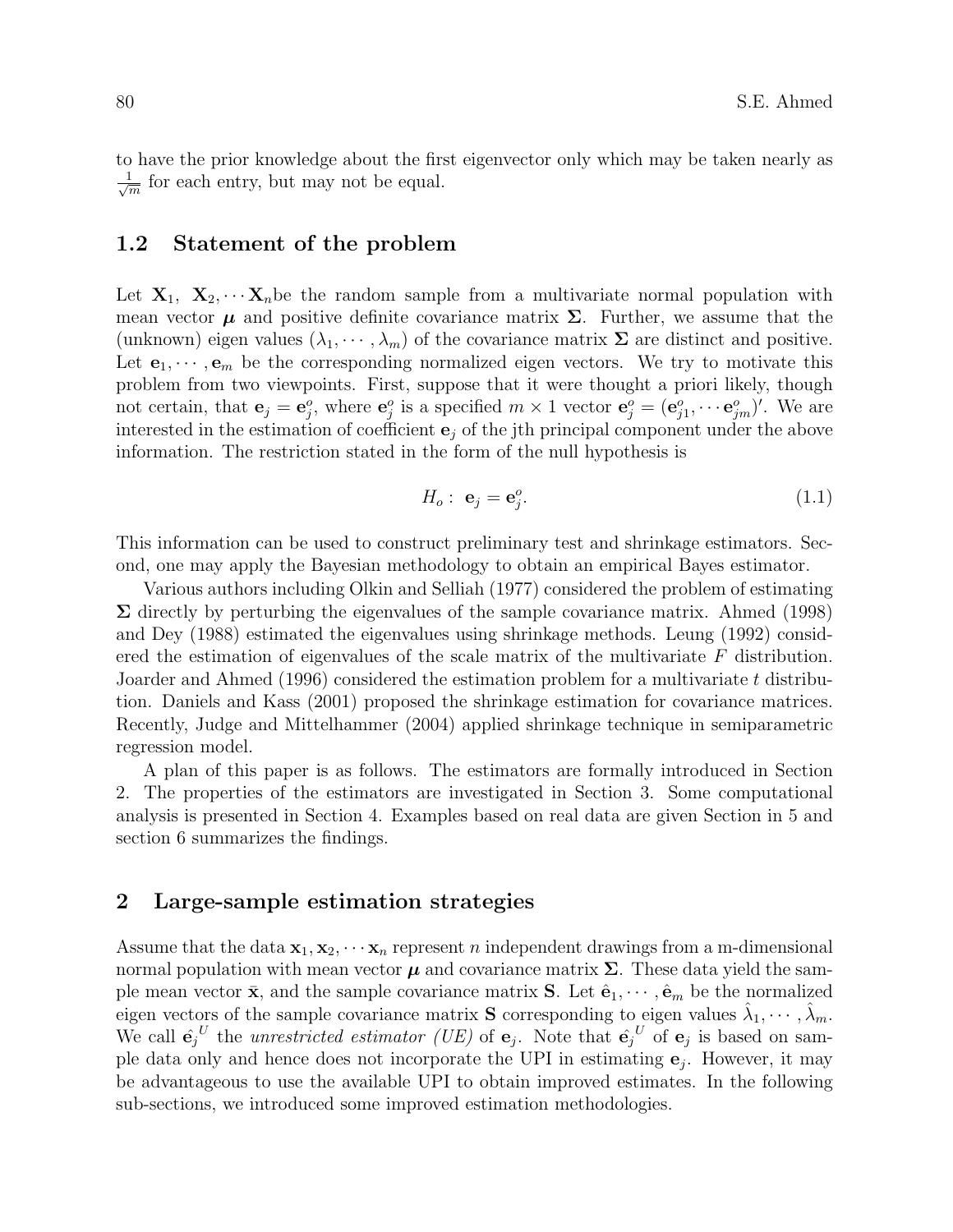to have the prior knowledge about the first eigenvector only which may be taken nearly as $\frac{1}{\sqrt{m}}$ for each entry, but may not be equal.

### 1.2 Statement of the problem

Let $\mathbf{X}_1,\ \mathbf{X}_2, \cdots \mathbf{X}_n$be the random sample from a multivariate normal population with mean vector $\boldsymbol{\mu}$ and positive definite covariance matrix $\boldsymbol{\Sigma}$. Further, we assume that the (unknown) eigen values $(\lambda_1, \cdots, \lambda_m)$ of the covariance matrix $\boldsymbol{\Sigma}$ are distinct and positive. Let $\mathbf{e}_1, \cdots, \mathbf{e}_m$ be the corresponding normalized eigen vectors. We try to motivate this problem from two viewpoints. First, suppose that it were thought a priori likely, though not certain, that $\mathbf{e}_j = \mathbf{e}_j^o$, where $\mathbf{e}_j^o$ is a specified $m \times 1$ vector $\mathbf{e}_j^o = (\mathbf{e}_{j1}^o, \cdots \mathbf{e}_{jm}^o)'$. We are interested in the estimation of coefficient $\mathbf{e}_j$ of the jth principal component under the above information. The restriction stated in the form of the null hypothesis is

$$H_o: \ \mathbf{e}_j = \mathbf{e}_j^o. \tag{1.1}$$

This information can be used to construct preliminary test and shrinkage estimators. Second, one may apply the Bayesian methodology to obtain an empirical Bayes estimator.

Various authors including Olkin and Selliah (1977) considered the problem of estimating $\boldsymbol{\Sigma}$ directly by perturbing the eigenvalues of the sample covariance matrix. Ahmed (1998) and Dey (1988) estimated the eigenvalues using shrinkage methods. Leung (1992) considered the estimation of eigenvalues of the scale matrix of the multivariate $F$ distribution. Joarder and Ahmed (1996) considered the estimation problem for a multivariate $t$ distribution. Daniels and Kass (2001) proposed the shrinkage estimation for covariance matrices. Recently, Judge and Mittelhammer (2004) applied shrinkage technique in semiparametric regression model.

A plan of this paper is as follows. The estimators are formally introduced in Section 2. The properties of the estimators are investigated in Section 3. Some computational analysis is presented in Section 4. Examples based on real data are given Section in 5 and section 6 summarizes the findings.

## 2 Large-sample estimation strategies

Assume that the data $\mathbf{x}_1, \mathbf{x}_2, \cdots \mathbf{x}_n$ represent $n$ independent drawings from a m-dimensional normal population with mean vector $\boldsymbol{\mu}$ and covariance matrix $\boldsymbol{\Sigma}$. These data yield the sample mean vector $\bar{\mathbf{x}}$, and the sample covariance matrix $\mathbf{S}$. Let $\hat{\mathbf{e}}_1, \cdots, \hat{\mathbf{e}}_m$ be the normalized eigen vectors of the sample covariance matrix $\mathbf{S}$ corresponding to eigen values $\hat{\lambda}_1, \cdots, \hat{\lambda}_m$. We call $\hat{\mathbf{e}_j}^U$ the *unrestricted estimator (UE)* of $\mathbf{e}_j$. Note that $\hat{\mathbf{e}_j}^U$ of $\mathbf{e}_j$ is based on sample data only and hence does not incorporate the UPI in estimating $\mathbf{e}_j$. However, it may be advantageous to use the available UPI to obtain improved estimates. In the following sub-sections, we introduced some improved estimation methodologies.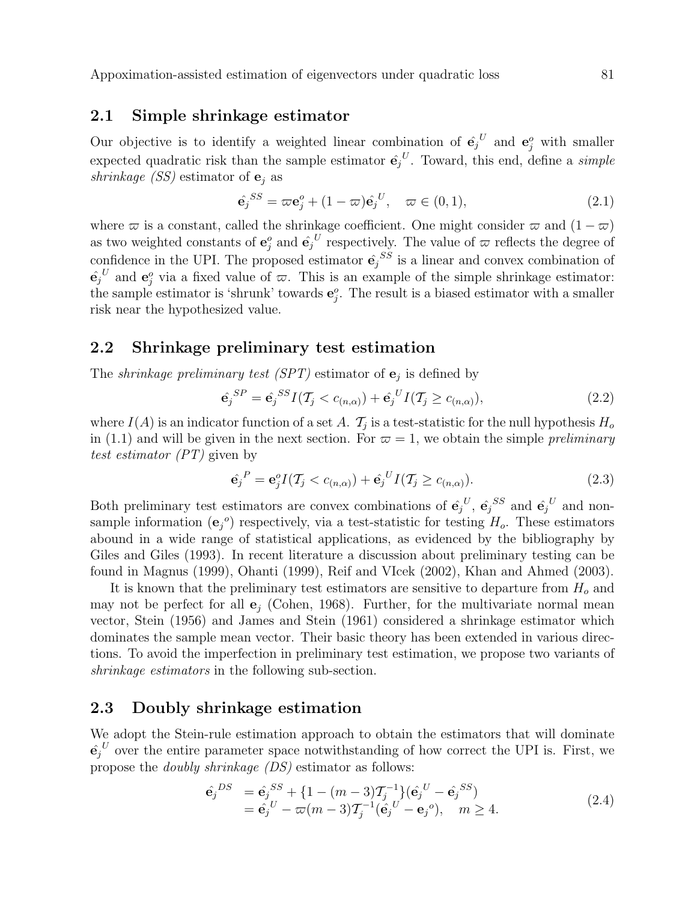## 2.1 Simple shrinkage estimator

Our objective is to identify a weighted linear combination of $\hat{\mathbf{e}_j}^U$ and $\mathbf{e}_j^o$ with smaller expected quadratic risk than the sample estimator $\hat{\mathbf{e}_j}^U$. Toward, this end, define a *simple shrinkage (SS)* estimator of $\mathbf{e}_j$ as

$$\hat{\mathbf{e}_j}^{SS} = \varpi \mathbf{e}_j^o + (1-\varpi)\hat{\mathbf{e}_j}^U, \quad \varpi \in (0,1), \tag{2.1}$$

where $\varpi$ is a constant, called the shrinkage coefficient. One might consider $\varpi$ and $(1-\varpi)$ as two weighted constants of $\mathbf{e}_j^o$ and $\hat{\mathbf{e}_j}^U$ respectively. The value of $\varpi$ reflects the degree of confidence in the UPI. The proposed estimator $\hat{\mathbf{e}_j}^{SS}$ is a linear and convex combination of $\hat{\mathbf{e}_j}^U$ and $\mathbf{e}_j^o$ via a fixed value of $\varpi$. This is an example of the simple shrinkage estimator: the sample estimator is 'shrunk' towards $\mathbf{e}_j^o$. The result is a biased estimator with a smaller risk near the hypothesized value.

## 2.2 Shrinkage preliminary test estimation

The *shrinkage preliminary test (SPT)* estimator of $\mathbf{e}_j$ is defined by

$$\hat{\mathbf{e}_j}^{SP} = \hat{\mathbf{e}_j}^{SS} I(\mathcal{T}_j < c_{(n,\alpha)}) + \hat{\mathbf{e}_j}^U I(\mathcal{T}_j \geq c_{(n,\alpha)}), \tag{2.2}$$

where $I(A)$ is an indicator function of a set $A$. $\mathcal{T}_j$ is a test-statistic for the null hypothesis $H_o$ in (1.1) and will be given in the next section. For $\varpi = 1$, we obtain the simple *preliminary test estimator (PT)* given by

$$\hat{\mathbf{e}_j}^P = \mathbf{e}_j^o I(\mathcal{T}_j < c_{(n,\alpha)}) + \hat{\mathbf{e}_j}^U I(\mathcal{T}_j \geq c_{(n,\alpha)}). \tag{2.3}$$

Both preliminary test estimators are convex combinations of $\hat{\mathbf{e}_j}^U$, $\hat{\mathbf{e}_j}^{SS}$ and $\hat{\mathbf{e}_j}^U$ and non-sample information ($\mathbf{e}_j{}^o$) respectively, via a test-statistic for testing $H_o$. These estimators abound in a wide range of statistical applications, as evidenced by the bibliography by Giles and Giles (1993). In recent literature a discussion about preliminary testing can be found in Magnus (1999), Ohanti (1999), Reif and VIcek (2002), Khan and Ahmed (2003).

It is known that the preliminary test estimators are sensitive to departure from $H_o$ and may not be perfect for all $\mathbf{e}_j$ (Cohen, 1968). Further, for the multivariate normal mean vector, Stein (1956) and James and Stein (1961) considered a shrinkage estimator which dominates the sample mean vector. Their basic theory has been extended in various directions. To avoid the imperfection in preliminary test estimation, we propose two variants of *shrinkage estimators* in the following sub-section.

## 2.3 Doubly shrinkage estimation

We adopt the Stein-rule estimation approach to obtain the estimators that will dominate $\hat{\mathbf{e}_j}^U$ over the entire parameter space notwithstanding of how correct the UPI is. First, we propose the *doubly shrinkage (DS)* estimator as follows:

$$\begin{aligned} \hat{\mathbf{e}_j}^{DS} &= \hat{\mathbf{e}_j}^{SS} + \{1-(m-3)\mathcal{T}_j^{-1}\}(\hat{\mathbf{e}_j}^U - \hat{\mathbf{e}_j}^{SS}) \\ &= \hat{\mathbf{e}_j}^U - \varpi(m-3)\mathcal{T}_j^{-1}(\hat{\mathbf{e}_j}^U - \mathbf{e}_j{}^o), \quad m \geq 4. \end{aligned} \tag{2.4}$$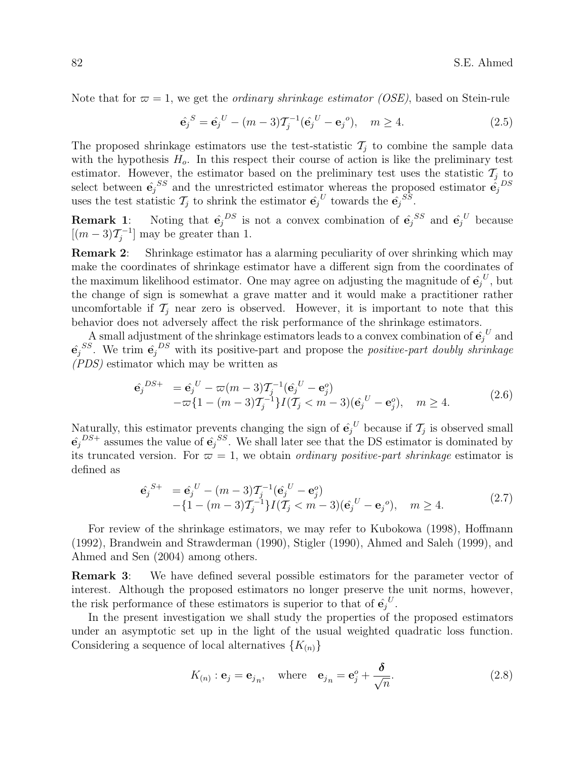Note that for $\varpi = 1$, we get the *ordinary shrinkage estimator (OSE)*, based on Stein-rule

$$\hat{\mathbf{e}}_j^{\,S} = \hat{\mathbf{e}}_j^{\,U} - (m-3)\mathcal{T}_j^{-1}(\hat{\mathbf{e}}_j^{\,U} - \mathbf{e}_j^{\,o}), \quad m \geq 4. \tag{2.5}$$

The proposed shrinkage estimators use the test-statistic $\mathcal{T}_j$ to combine the sample data with the hypothesis $H_o$. In this respect their course of action is like the preliminary test estimator. However, the estimator based on the preliminary test uses the statistic $\mathcal{T}_j$ to select between $\hat{\mathbf{e}}_j^{\,SS}$ and the unrestricted estimator whereas the proposed estimator $\hat{\mathbf{e}}_j^{\,DS}$ uses the test statistic $\mathcal{T}_j$ to shrink the estimator $\hat{\mathbf{e}}_j^{\,U}$ towards the $\hat{\mathbf{e}}_j^{\,SS}$.

**Remark 1**: Noting that $\hat{\mathbf{e}}_j^{\,DS}$ is not a convex combination of $\hat{\mathbf{e}}_j^{\,SS}$ and $\hat{\mathbf{e}}_j^{\,U}$ because $[(m-3)\mathcal{T}_j^{-1}]$ may be greater than 1.

**Remark 2**: Shrinkage estimator has a alarming peculiarity of over shrinking which may make the coordinates of shrinkage estimator have a different sign from the coordinates of the maximum likelihood estimator. One may agree on adjusting the magnitude of $\hat{\mathbf{e}}_j^{\,U}$, but the change of sign is somewhat a grave matter and it would make a practitioner rather uncomfortable if $\mathcal{T}_j$ near zero is observed. However, it is important to note that this behavior does not adversely affect the risk performance of the shrinkage estimators.

A small adjustment of the shrinkage estimators leads to a convex combination of $\hat{\mathbf{e}}_j^{\,U}$ and $\hat{\mathbf{e}}_j^{\,SS}$. We trim $\hat{\mathbf{e}}_j^{\,DS}$ with its positive-part and propose the *positive-part doubly shrinkage (PDS)* estimator which may be written as

$$\begin{aligned}\hat{\mathbf{e}}_j^{\,DS+} &= \hat{\mathbf{e}}_j^{\,U} - \varpi(m-3)\mathcal{T}_j^{-1}(\hat{\mathbf{e}}_j^{\,U} - \mathbf{e}_j^{o}) \\ &\quad - \varpi\{1-(m-3)\mathcal{T}_j^{-1}\}I(\mathcal{T}_j < m-3)(\hat{\mathbf{e}}_j^{\,U} - \mathbf{e}_j^{o}), \quad m \geq 4.\end{aligned} \tag{2.6}$$

Naturally, this estimator prevents changing the sign of $\hat{\mathbf{e}}_j^{\,U}$ because if $\mathcal{T}_j$ is observed small $\hat{\mathbf{e}}_j^{\,DS+}$ assumes the value of $\hat{\mathbf{e}}_j^{\,SS}$. We shall later see that the DS estimator is dominated by its truncated version. For $\varpi = 1$, we obtain *ordinary positive-part shrinkage* estimator is defined as

$$\begin{aligned}\hat{\mathbf{e}}_j^{\,S+} &= \hat{\mathbf{e}}_j^{\,U} - (m-3)\mathcal{T}_j^{-1}(\hat{\mathbf{e}}_j^{\,U} - \mathbf{e}_j^{o}) \\ &\quad - \{1-(m-3)\mathcal{T}_j^{-1}\}I(\mathcal{T}_j < m-3)(\hat{\mathbf{e}}_j^{\,U} - \mathbf{e}_j^{\,o}), \quad m \geq 4.\end{aligned} \tag{2.7}$$

For review of the shrinkage estimators, we may refer to Kubokowa (1998), Hoffmann (1992), Brandwein and Strawderman (1990), Stigler (1990), Ahmed and Saleh (1999), and Ahmed and Sen (2004) among others.

**Remark 3**: We have defined several possible estimators for the parameter vector of interest. Although the proposed estimators no longer preserve the unit norms, however, the risk performance of these estimators is superior to that of $\hat{\mathbf{e}}_j^{\,U}$.

In the present investigation we shall study the properties of the proposed estimators under an asymptotic set up in the light of the usual weighted quadratic loss function. Considering a sequence of local alternatives $\{K_{(n)}\}$

$$K_{(n)} : \mathbf{e}_j = \mathbf{e}_{j_n}, \quad \text{where} \quad \mathbf{e}_{j_n} = \mathbf{e}_j^{o} + \frac{\boldsymbol{\delta}}{\sqrt{n}}. \tag{2.8}$$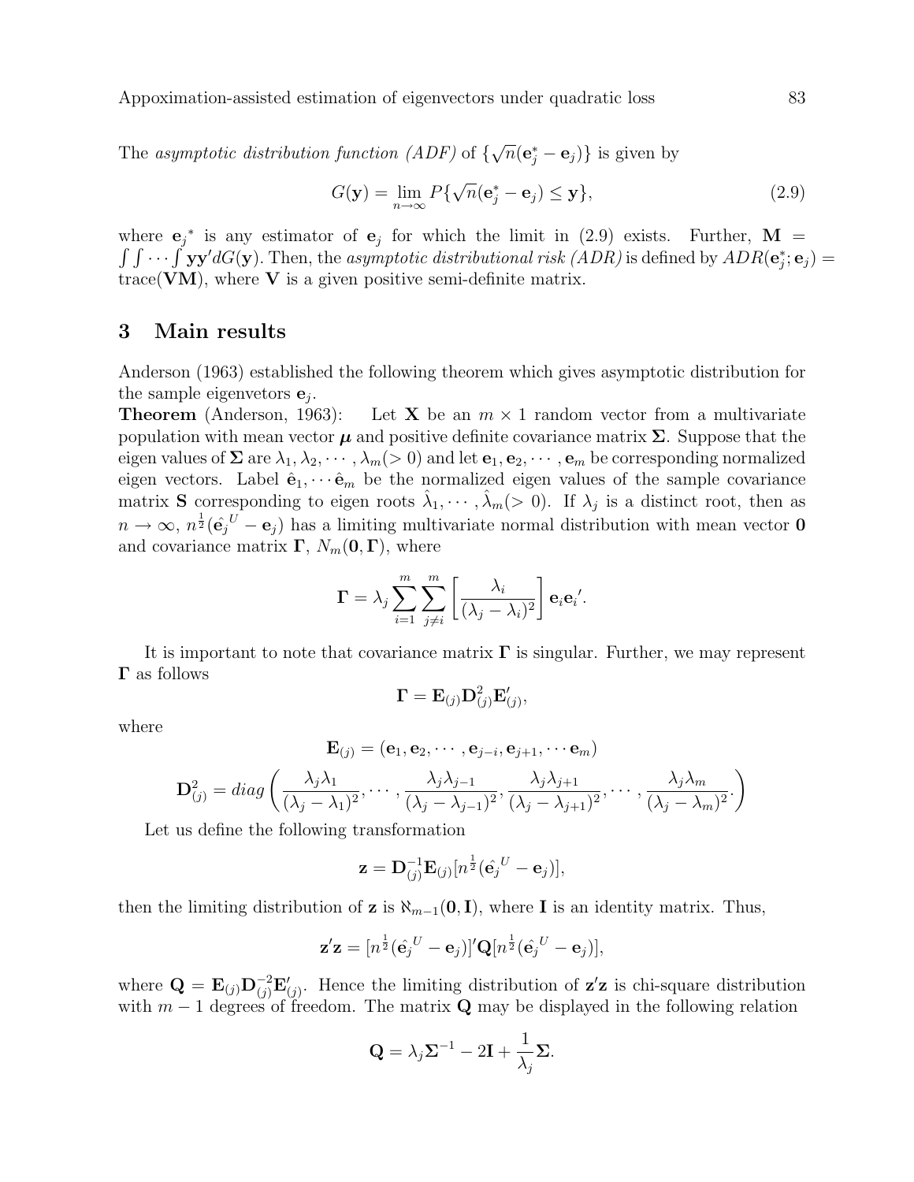The *asymptotic distribution function (ADF)* of $\{\sqrt{n}(\mathbf{e}_j^* - \mathbf{e}_j)\}$ is given by

$$G(\mathbf{y}) = \lim_{n\to\infty} P\{\sqrt{n}(\mathbf{e}_j^* - \mathbf{e}_j) \le \mathbf{y}\}, \tag{2.9}$$

where $\mathbf{e}_j{}^*$ is any estimator of $\mathbf{e}_j$ for which the limit in (2.9) exists. Further, $\mathbf{M} = \int\int\cdots\int \mathbf{y}\mathbf{y}'dG(\mathbf{y})$. Then, the *asymptotic distributional risk (ADR)* is defined by $ADR(\mathbf{e}_j^*; \mathbf{e}_j) = \text{trace}(\mathbf{VM})$, where $\mathbf{V}$ is a given positive semi-definite matrix.

## 3 Main results

Anderson (1963) established the following theorem which gives asymptotic distribution for the sample eigenvetors $\mathbf{e}_j$.

**Theorem** (Anderson, 1963): Let $\mathbf{X}$ be an $m \times 1$ random vector from a multivariate population with mean vector $\boldsymbol{\mu}$ and positive definite covariance matrix $\boldsymbol{\Sigma}$. Suppose that the eigen values of $\boldsymbol{\Sigma}$ are $\lambda_1, \lambda_2, \cdots, \lambda_m (> 0)$ and let $\mathbf{e}_1, \mathbf{e}_2, \cdots, \mathbf{e}_m$ be corresponding normalized eigen vectors. Label $\hat{\mathbf{e}}_1, \cdots \hat{\mathbf{e}}_m$ be the normalized eigen values of the sample covariance matrix $\mathbf{S}$ corresponding to eigen roots $\hat{\lambda}_1, \cdots, \hat{\lambda}_m (> 0)$. If $\lambda_j$ is a distinct root, then as $n \to \infty$, $n^{\frac{1}{2}}(\hat{\mathbf{e}}_j{}^U - \mathbf{e}_j)$ has a limiting multivariate normal distribution with mean vector $\mathbf{0}$ and covariance matrix $\boldsymbol{\Gamma}$, $N_m(\mathbf{0}, \boldsymbol{\Gamma})$, where

$$\boldsymbol{\Gamma} = \lambda_j \sum_{i=1}^{m} \sum_{j \ne i}^{m} \left[ \frac{\lambda_i}{(\lambda_j - \lambda_i)^2} \right] \mathbf{e}_i \mathbf{e}_i{}'.$$

It is important to note that covariance matrix $\boldsymbol{\Gamma}$ is singular. Further, we may represent $\boldsymbol{\Gamma}$ as follows

$$\boldsymbol{\Gamma} = \mathbf{E}_{(j)} \mathbf{D}_{(j)}^2 \mathbf{E}_{(j)}',$$

where

$$\mathbf{E}_{(j)} = (\mathbf{e}_1, \mathbf{e}_2, \cdots, \mathbf{e}_{j-i}, \mathbf{e}_{j+1}, \cdots \mathbf{e}_m)$$

$$\mathbf{D}_{(j)}^2 = diag\left( \frac{\lambda_j \lambda_1}{(\lambda_j - \lambda_1)^2}, \cdots, \frac{\lambda_j \lambda_{j-1}}{(\lambda_j - \lambda_{j-1})^2}, \frac{\lambda_j \lambda_{j+1}}{(\lambda_j - \lambda_{j+1})^2}, \cdots, \frac{\lambda_j \lambda_m}{(\lambda_j - \lambda_m)^2}. \right)$$

Let us define the following transformation

$$\mathbf{z} = \mathbf{D}_{(j)}^{-1} \mathbf{E}_{(j)} [n^{\frac{1}{2}}(\hat{\mathbf{e}}_j{}^U - \mathbf{e}_j)],$$

then the limiting distribution of $\mathbf{z}$ is $\aleph_{m-1}(\mathbf{0}, \mathbf{I})$, where $\mathbf{I}$ is an identity matrix. Thus,

$$\mathbf{z}'\mathbf{z} = [n^{\frac{1}{2}}(\hat{\mathbf{e}_j}^U - \mathbf{e}_j)]' \mathbf{Q} [n^{\frac{1}{2}}(\hat{\mathbf{e}_j}^U - \mathbf{e}_j)],$$

where $\mathbf{Q} = \mathbf{E}_{(j)} \mathbf{D}_{(j)}^{-2} \mathbf{E}_{(j)}'$. Hence the limiting distribution of $\mathbf{z}'\mathbf{z}$ is chi-square distribution with $m-1$ degrees of freedom. The matrix $\mathbf{Q}$ may be displayed in the following relation

$$\mathbf{Q} = \lambda_j \boldsymbol{\Sigma}^{-1} - 2\mathbf{I} + \frac{1}{\lambda_j} \boldsymbol{\Sigma}.$$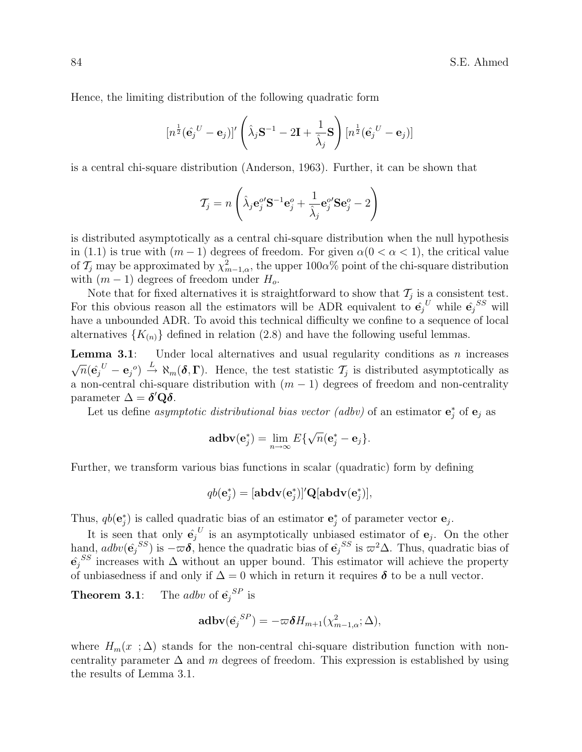Hence, the limiting distribution of the following quadratic form

$$[n^{\frac{1}{2}}(\hat{\mathbf{e}}_j^{\,U} - \mathbf{e}_j)]' \left( \hat{\lambda}_j \mathbf{S}^{-1} - 2\mathbf{I} + \frac{1}{\hat{\lambda}_j}\mathbf{S} \right) [n^{\frac{1}{2}}(\hat{\mathbf{e}}_j^{\,U} - \mathbf{e}_j)]$$

is a central chi-square distribution (Anderson, 1963). Further, it can be shown that

$$\mathcal{T}_j = n \left( \hat{\lambda}_j \mathbf{e}_j^{o\prime} \mathbf{S}^{-1} \mathbf{e}_j^o + \frac{1}{\hat{\lambda}_j} \mathbf{e}_j^{o\prime} \mathbf{S} \mathbf{e}_j^o - 2 \right)$$

is distributed asymptotically as a central chi-square distribution when the null hypothesis in (1.1) is true with $(m-1)$ degrees of freedom. For given $\alpha (0 < \alpha < 1)$, the critical value of $\mathcal{T}_j$ may be approximated by $\chi^2_{m-1,\alpha}$, the upper $100\alpha\%$ point of the chi-square distribution with $(m-1)$ degrees of freedom under $H_o$.

Note that for fixed alternatives it is straightforward to show that $\mathcal{T}_j$ is a consistent test. For this obvious reason all the estimators will be ADR equivalent to $\hat{\mathbf{e}}_j^{\,U}$ while $\hat{\mathbf{e}}_j^{\,SS}$ will have a unbounded ADR. To avoid this technical difficulty we confine to a sequence of local alternatives $\{K_{(n)}\}$ defined in relation (2.8) and have the following useful lemmas.

**Lemma 3.1**: Under local alternatives and usual regularity conditions as $n$ increases $\sqrt{n}(\hat{\mathbf{e}}_j^{\,U} - \mathbf{e}_j^{\,o}) \xrightarrow{L} \aleph_m(\boldsymbol{\delta}, \boldsymbol{\Gamma})$. Hence, the test statistic $\mathcal{T}_j$ is distributed asymptotically as a non-central chi-square distribution with $(m-1)$ degrees of freedom and non-centrality parameter $\Delta = \boldsymbol{\delta}'\mathbf{Q}\boldsymbol{\delta}$.

Let us define *asymptotic distributional bias vector (adbv)* of an estimator $\mathbf{e}_j^*$ of $\mathbf{e}_j$ as

$$\mathbf{adbv}(\mathbf{e}_j^*) = \lim_{n \to \infty} E\{\sqrt{n}(\mathbf{e}_j^* - \mathbf{e}_j\}.$$

Further, we transform various bias functions in scalar (quadratic) form by defining

$$qb(\mathbf{e}_j^*) = [\mathbf{abdv}(\mathbf{e}_j^*)]'\mathbf{Q}[\mathbf{abdv}(\mathbf{e}_j^*)],$$

Thus, $qb(\mathbf{e}_j^*)$ is called quadratic bias of an estimator $\mathbf{e}_j^*$ of parameter vector $\mathbf{e}_j$.

It is seen that only $\hat{\mathbf{e}}_j^{\,U}$ is an asymptotically unbiased estimator of $\mathbf{e}_j$. On the other hand, $adbv(\hat{\mathbf{e}}_j^{\,SS})$ is $-\varpi\boldsymbol{\delta}$, hence the quadratic bias of $\hat{\mathbf{e}}_j^{\,SS}$ is $\varpi^2\Delta$. Thus, quadratic bias of $\hat{\mathbf{e}}_j^{\,SS}$ increases with $\Delta$ without an upper bound. This estimator will achieve the property of unbiasedness if and only if $\Delta = 0$ which in return it requires $\boldsymbol{\delta}$ to be a null vector.

**Theorem 3.1**: The *adbv* of $\hat{\mathbf{e}}_j^{\,SP}$ is

$$\mathbf{adbv}(\hat{\mathbf{e}}_j^{\,SP}) = -\varpi\boldsymbol{\delta} H_{m+1}(\chi^2_{m-1,\alpha}; \Delta),$$

where $H_m(x\ ; \Delta)$ stands for the non-central chi-square distribution function with non-centrality parameter $\Delta$ and $m$ degrees of freedom. This expression is established by using the results of Lemma 3.1.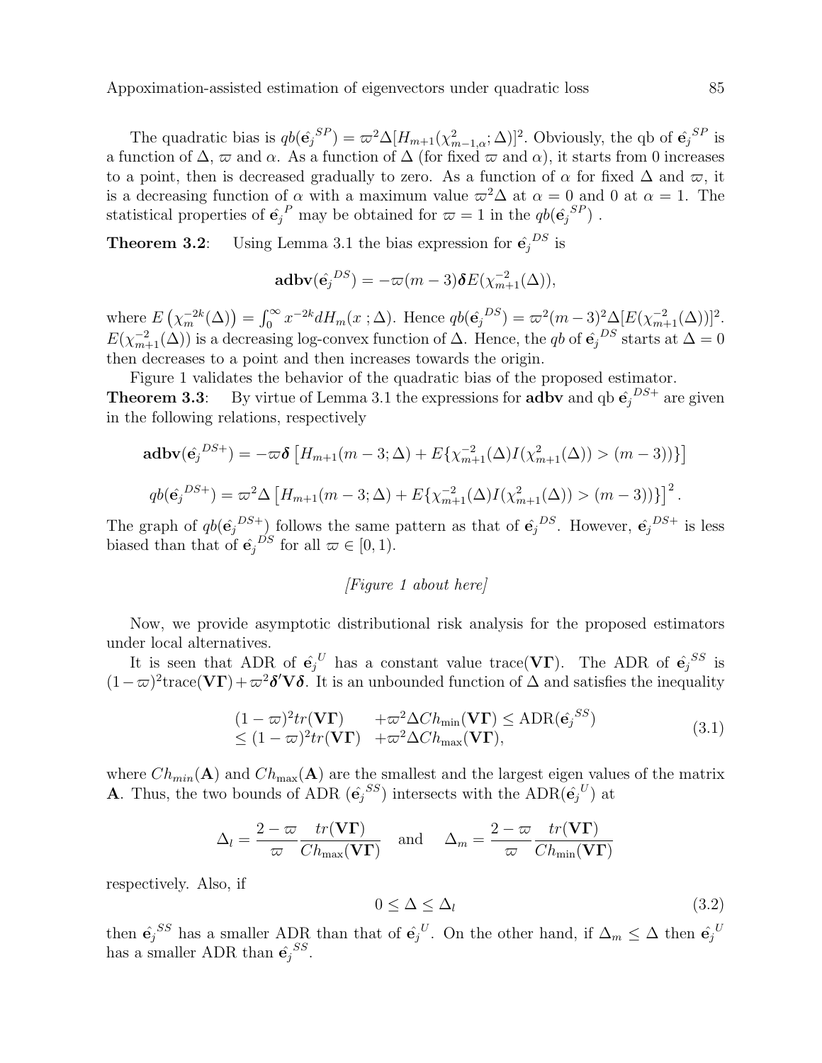The quadratic bias is $qb(\hat{\mathbf{e}}_j^{SP}) = \varpi^2\Delta[H_{m+1}(\chi^2_{m-1,\alpha};\Delta)]^2$. Obviously, the qb of $\hat{\mathbf{e}}_j^{SP}$ is a function of $\Delta$, $\varpi$ and $\alpha$. As a function of $\Delta$ (for fixed $\varpi$ and $\alpha$), it starts from 0 increases to a point, then is decreased gradually to zero. As a function of $\alpha$ for fixed $\Delta$ and $\varpi$, it is a decreasing function of $\alpha$ with a maximum value $\varpi^2\Delta$ at $\alpha = 0$ and 0 at $\alpha = 1$. The statistical properties of $\hat{\mathbf{e}}_j^{P}$ may be obtained for $\varpi = 1$ in the $qb(\hat{\mathbf{e}}_j^{SP})$ .

**Theorem 3.2**: Using Lemma 3.1 the bias expression for $\hat{\mathbf{e}}_j^{DS}$ is

$$\mathbf{adbv}(\hat{\mathbf{e}}_j^{DS}) = -\varpi(m-3)\boldsymbol{\delta}E(\chi^{-2}_{m+1}(\Delta)),$$

where $E\left(\chi_m^{-2k}(\Delta)\right) = \int_0^\infty x^{-2k}dH_m(x\,;\Delta)$. Hence $qb(\hat{\mathbf{e}}_j^{DS}) = \varpi^2(m-3)^2\Delta[E(\chi^{-2}_{m+1}(\Delta))]^2$. $E(\chi^{-2}_{m+1}(\Delta))$ is a decreasing log-convex function of $\Delta$. Hence, the $qb$ of $\hat{\mathbf{e}}_j^{DS}$ starts at $\Delta = 0$ then decreases to a point and then increases towards the origin.

Figure 1 validates the behavior of the quadratic bias of the proposed estimator.

**Theorem 3.3**: By virtue of Lemma 3.1 the expressions for **adbv** and qb $\hat{\mathbf{e}}_j^{DS+}$ are given in the following relations, respectively

$$\mathbf{adbv}(\hat{\mathbf{e}}_j^{DS+}) = -\varpi\boldsymbol{\delta}\left[H_{m+1}(m-3;\Delta) + E\{\chi^{-2}_{m+1}(\Delta)I(\chi^2_{m+1}(\Delta)) > (m-3))\}\right]$$

$$qb(\hat{\mathbf{e}}_j^{DS+}) = \varpi^2\Delta\left[H_{m+1}(m-3;\Delta) + E\{\chi^{-2}_{m+1}(\Delta)I(\chi^2_{m+1}(\Delta)) > (m-3))\}\right]^2.$$

The graph of $qb(\hat{\mathbf{e}}_j^{DS+})$ follows the same pattern as that of $\hat{\mathbf{e}}_j^{DS}$. However, $\hat{\mathbf{e}}_j^{DS+}$ is less biased than that of $\hat{\mathbf{e}}_j^{DS}$ for all $\varpi \in [0,1)$.

*[Figure 1 about here]*

Now, we provide asymptotic distributional risk analysis for the proposed estimators under local alternatives.

It is seen that ADR of $\hat{\mathbf{e}}_j^{U}$ has a constant value trace($\mathbf{V\Gamma}$). The ADR of $\hat{\mathbf{e}}_j^{SS}$ is $(1-\varpi)^2\text{trace}(\mathbf{V\Gamma}) + \varpi^2\boldsymbol{\delta}'\mathbf{V}\boldsymbol{\delta}$. It is an unbounded function of $\Delta$ and satisfies the inequality

$$\begin{aligned}(1-\varpi)^2tr(\mathbf{V\Gamma}) \quad &+\varpi^2\Delta Ch_{\min}(\mathbf{V\Gamma}) \le \text{ADR}(\hat{\mathbf{e}}_j^{SS})\\ \le (1-\varpi)^2tr(\mathbf{V\Gamma}) \quad &+\varpi^2\Delta Ch_{\max}(\mathbf{V\Gamma}),\end{aligned} \tag{3.1}$$

where $Ch_{min}(\mathbf{A})$ and $Ch_{\max}(\mathbf{A})$ are the smallest and the largest eigen values of the matrix $\mathbf{A}$. Thus, the two bounds of ADR $(\hat{\mathbf{e}}_j^{SS})$ intersects with the ADR$(\hat{\mathbf{e}}_j^{U})$ at

$$\Delta_l = \frac{2-\varpi}{\varpi}\frac{tr(\mathbf{V\Gamma})}{Ch_{\max}(\mathbf{V\Gamma})} \quad \text{and} \quad \Delta_m = \frac{2-\varpi}{\varpi}\frac{tr(\mathbf{V\Gamma})}{Ch_{\min}(\mathbf{V\Gamma})}$$

respectively. Also, if

$$0 \le \Delta \le \Delta_l \tag{3.2}$$

then $\hat{\mathbf{e}}_j^{SS}$ has a smaller ADR than that of $\hat{\mathbf{e}}_j^{U}$. On the other hand, if $\Delta_m \le \Delta$ then $\hat{\mathbf{e}}_j^{U}$ has a smaller ADR than $\hat{\mathbf{e}}_j^{SS}$.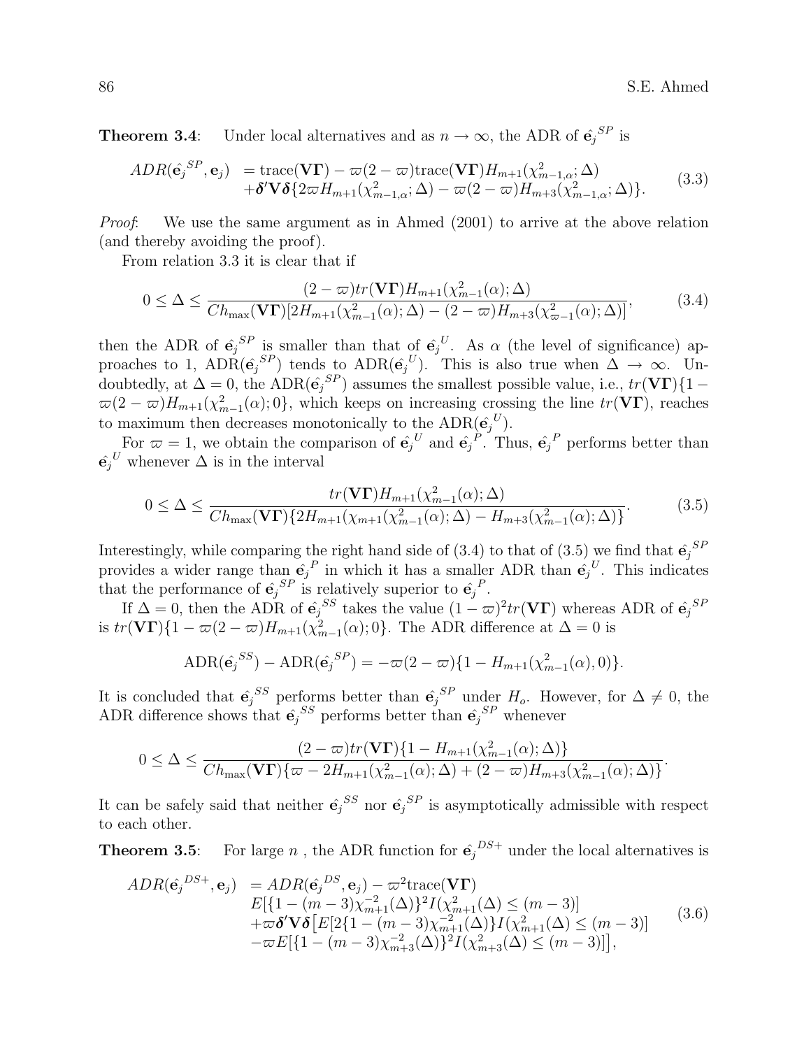**Theorem 3.4**: Under local alternatives and as $n \to \infty$, the ADR of $\hat{\mathbf{e}}_j^{SP}$ is

$$
\begin{aligned}
ADR(\hat{\mathbf{e}}_j^{SP}, \mathbf{e}_j) &= \text{trace}(\mathbf{V\Gamma}) - \varpi(2-\varpi)\text{trace}(\mathbf{V\Gamma})H_{m+1}(\chi^2_{m-1,\alpha};\Delta) \\
&+ \boldsymbol{\delta}'\mathbf{V}\boldsymbol{\delta}\{2\varpi H_{m+1}(\chi^2_{m-1,\alpha};\Delta) - \varpi(2-\varpi)H_{m+3}(\chi^2_{m-1,\alpha};\Delta)\}.
\end{aligned} \tag{3.3}
$$

*Proof*: We use the same argument as in Ahmed (2001) to arrive at the above relation (and thereby avoiding the proof).

From relation 3.3 it is clear that if

$$
0 \leq \Delta \leq \frac{(2-\varpi)tr(\mathbf{V\Gamma})H_{m+1}(\chi^2_{m-1}(\alpha);\Delta)}{Ch_{\max}(\mathbf{V\Gamma})[2H_{m+1}(\chi^2_{m-1}(\alpha);\Delta) - (2-\varpi)H_{m+3}(\chi^2_{\varpi-1}(\alpha);\Delta)]}, \tag{3.4}
$$

then the ADR of $\hat{\mathbf{e}}_j^{SP}$ is smaller than that of $\hat{\mathbf{e}}_j^{U}$. As $\alpha$ (the level of significance) approaches to 1, ADR($\hat{\mathbf{e}}_j^{SP}$) tends to ADR($\hat{\mathbf{e}}_j^{U}$). This is also true when $\Delta \to \infty$. Undoubtedly, at $\Delta = 0$, the ADR($\hat{\mathbf{e}}_j^{SP}$) assumes the smallest possible value, i.e., $tr(\mathbf{V\Gamma})\{1 - \varpi(2-\varpi)H_{m+1}(\chi^2_{m-1}(\alpha);0\}$, which keeps on increasing crossing the line $tr(\mathbf{V\Gamma})$, reaches to maximum then decreases monotonically to the ADR($\hat{\mathbf{e}}_j^{U}$).

For $\varpi = 1$, we obtain the comparison of $\hat{\mathbf{e}}_j^{U}$ and $\hat{\mathbf{e}}_j^{P}$. Thus, $\hat{\mathbf{e}}_j^{P}$ performs better than $\hat{\mathbf{e}}_j^{U}$ whenever $\Delta$ is in the interval

$$
0 \leq \Delta \leq \frac{tr(\mathbf{V\Gamma})H_{m+1}(\chi^2_{m-1}(\alpha);\Delta)}{Ch_{\max}(\mathbf{V\Gamma})\{2H_{m+1}(\chi_{m+1}(\chi^2_{m-1}(\alpha);\Delta) - H_{m+3}(\chi^2_{m-1}(\alpha);\Delta)\}}. \tag{3.5}
$$

Interestingly, while comparing the right hand side of (3.4) to that of (3.5) we find that $\hat{\mathbf{e}}_j^{SP}$ provides a wider range than $\hat{\mathbf{e}}_j^{P}$ in which it has a smaller ADR than $\hat{\mathbf{e}}_j^{U}$. This indicates that the performance of $\hat{\mathbf{e}}_j^{SP}$ is relatively superior to $\hat{\mathbf{e}}_j^{P}$.

If $\Delta = 0$, then the ADR of $\hat{\mathbf{e}}_j^{SS}$ takes the value $(1-\varpi)^2 tr(\mathbf{V\Gamma})$ whereas ADR of $\hat{\mathbf{e}}_j^{SP}$ is $tr(\mathbf{V\Gamma})\{1 - \varpi(2-\varpi)H_{m+1}(\chi^2_{m-1}(\alpha);0\}$. The ADR difference at $\Delta = 0$ is

$$
\text{ADR}(\hat{\mathbf{e}}_j^{SS}) - \text{ADR}(\hat{\mathbf{e}}_j^{SP}) = -\varpi(2-\varpi)\{1 - H_{m+1}(\chi^2_{m-1}(\alpha),0)\}.
$$

It is concluded that $\hat{\mathbf{e}}_j^{SS}$ performs better than $\hat{\mathbf{e}}_j^{SP}$ under $H_o$. However, for $\Delta \neq 0$, the ADR difference shows that $\hat{\mathbf{e}}_j^{SS}$ performs better than $\hat{\mathbf{e}}_j^{SP}$ whenever

$$
0 \leq \Delta \leq \frac{(2-\varpi)tr(\mathbf{V\Gamma})\{1 - H_{m+1}(\chi^2_{m-1}(\alpha);\Delta)\}}{Ch_{\max}(\mathbf{V\Gamma})\{\varpi - 2H_{m+1}(\chi^2_{m-1}(\alpha);\Delta) + (2-\varpi)H_{m+3}(\chi^2_{m-1}(\alpha);\Delta)\}}.
$$

It can be safely said that neither $\hat{\mathbf{e}}_j^{SS}$ nor $\hat{\mathbf{e}}_j^{SP}$ is asymptotically admissible with respect to each other.

**Theorem 3.5**: For large $n$ , the ADR function for $\hat{\mathbf{e}}_j^{DS+}$ under the local alternatives is

$$
\begin{aligned}
ADR(\hat{\mathbf{e}}_j^{DS+}, \mathbf{e}_j) &= ADR(\hat{\mathbf{e}}_j^{DS}, \mathbf{e}_j) - \varpi^2\text{trace}(\mathbf{V\Gamma}) \\
&E[\{1-(m-3)\chi^{-2}_{m+1}(\Delta)\}^2 I(\chi^2_{m+1}(\Delta) \leq (m-3)] \\
&+ \varpi\boldsymbol{\delta}'\mathbf{V}\boldsymbol{\delta}\big[E[2\{1-(m-3)\chi^{-2}_{m+1}(\Delta)\}I(\chi^2_{m+1}(\Delta) \leq (m-3)] \\
&- \varpi E[\{1-(m-3)\chi^{-2}_{m+3}(\Delta)\}^2 I(\chi^2_{m+3}(\Delta) \leq (m-3)]\big],
\end{aligned} \tag{3.6}
$$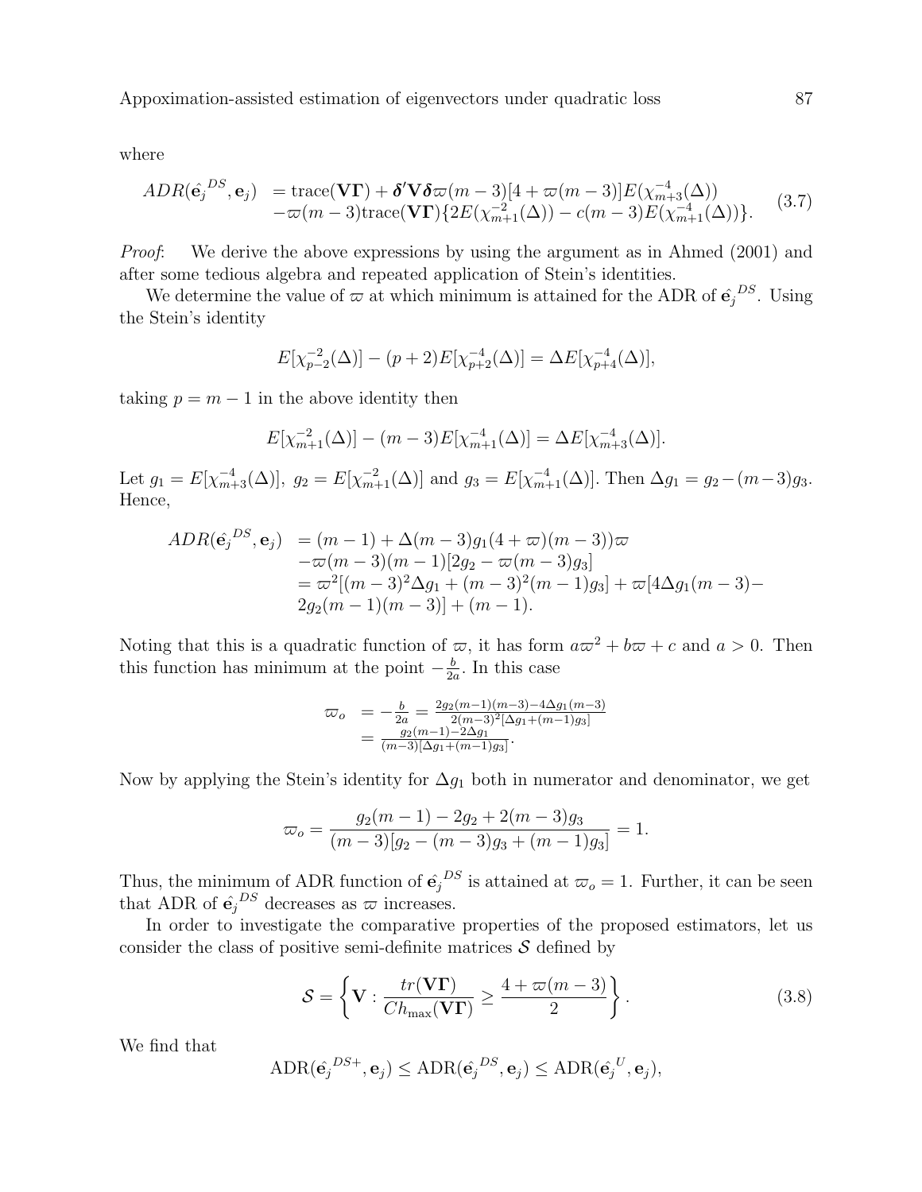where

$$
\begin{aligned}
ADR(\hat{\mathbf{e}}_j^{DS}, \mathbf{e}_j) &= \text{trace}(\mathbf{V\Gamma}) + \boldsymbol{\delta}'\mathbf{V}\boldsymbol{\delta}\varpi(m-3)[4+\varpi(m-3)]E(\chi^{-4}_{m+3}(\Delta)) \\
&\quad -\varpi(m-3)\text{trace}(\mathbf{V\Gamma})\{2E(\chi^{-2}_{m+1}(\Delta)) - c(m-3)E(\chi^{-4}_{m+1}(\Delta))\}.
\end{aligned}
\tag{3.7}
$$

*Proof*: We derive the above expressions by using the argument as in Ahmed (2001) and after some tedious algebra and repeated application of Stein's identities.

We determine the value of $\varpi$ at which minimum is attained for the ADR of $\hat{\mathbf{e}}_j^{DS}$. Using the Stein's identity

$$
E[\chi^{-2}_{p-2}(\Delta)] - (p+2)E[\chi^{-4}_{p+2}(\Delta)] = \Delta E[\chi^{-4}_{p+4}(\Delta)],
$$

taking $p = m-1$ in the above identity then

$$
E[\chi^{-2}_{m+1}(\Delta)] - (m-3)E[\chi^{-4}_{m+1}(\Delta)] = \Delta E[\chi^{-4}_{m+3}(\Delta)].
$$

Let $g_1 = E[\chi^{-4}_{m+3}(\Delta)],\ g_2 = E[\chi^{-2}_{m+1}(\Delta)]$ and $g_3 = E[\chi^{-4}_{m+1}(\Delta)]$. Then $\Delta g_1 = g_2 - (m-3)g_3$. Hence,

$$
\begin{aligned}
ADR(\hat{\mathbf{e}}_j^{DS}, \mathbf{e}_j) &= (m-1) + \Delta(m-3)g_1(4+\varpi)(m-3))\varpi \\
&\quad -\varpi(m-3)(m-1)[2g_2 - \varpi(m-3)g_3] \\
&= \varpi^2[(m-3)^2\Delta g_1 + (m-3)^2(m-1)g_3] + \varpi[4\Delta g_1(m-3) - \\
&\quad 2g_2(m-1)(m-3)] + (m-1).
\end{aligned}
$$

Noting that this is a quadratic function of $\varpi$, it has form $a\varpi^2 + b\varpi + c$ and $a > 0$. Then this function has minimum at the point $-\frac{b}{2a}$. In this case

$$
\begin{aligned}
\varpi_o &= -\frac{b}{2a} = \frac{2g_2(m-1)(m-3) - 4\Delta g_1(m-3)}{2(m-3)^2[\Delta g_1 + (m-1)g_3]} \\
&= \frac{g_2(m-1) - 2\Delta g_1}{(m-3)[\Delta g_1 + (m-1)g_3]}.
\end{aligned}
$$

Now by applying the Stein's identity for $\Delta g_1$ both in numerator and denominator, we get

$$
\varpi_o = \frac{g_2(m-1) - 2g_2 + 2(m-3)g_3}{(m-3)[g_2 - (m-3)g_3 + (m-1)g_3]} = 1.
$$

Thus, the minimum of ADR function of $\hat{\mathbf{e}}_j^{DS}$ is attained at $\varpi_o = 1$. Further, it can be seen that ADR of $\hat{\mathbf{e}}_j^{DS}$ decreases as $\varpi$ increases.

In order to investigate the comparative properties of the proposed estimators, let us consider the class of positive semi-definite matrices $\mathcal{S}$ defined by

$$
\mathcal{S} = \left\{ \mathbf{V} : \frac{tr(\mathbf{V\Gamma})}{Ch_{\max}(\mathbf{V\Gamma})} \geq \frac{4+\varpi(m-3)}{2} \right\}.
\tag{3.8}
$$

We find that

$$
\text{ADR}(\hat{\mathbf{e}}_j^{DS+}, \mathbf{e}_j) \leq \text{ADR}(\hat{\mathbf{e}}_j^{DS}, \mathbf{e}_j) \leq \text{ADR}(\hat{\mathbf{e}}_j^{U}, \mathbf{e}_j),
$$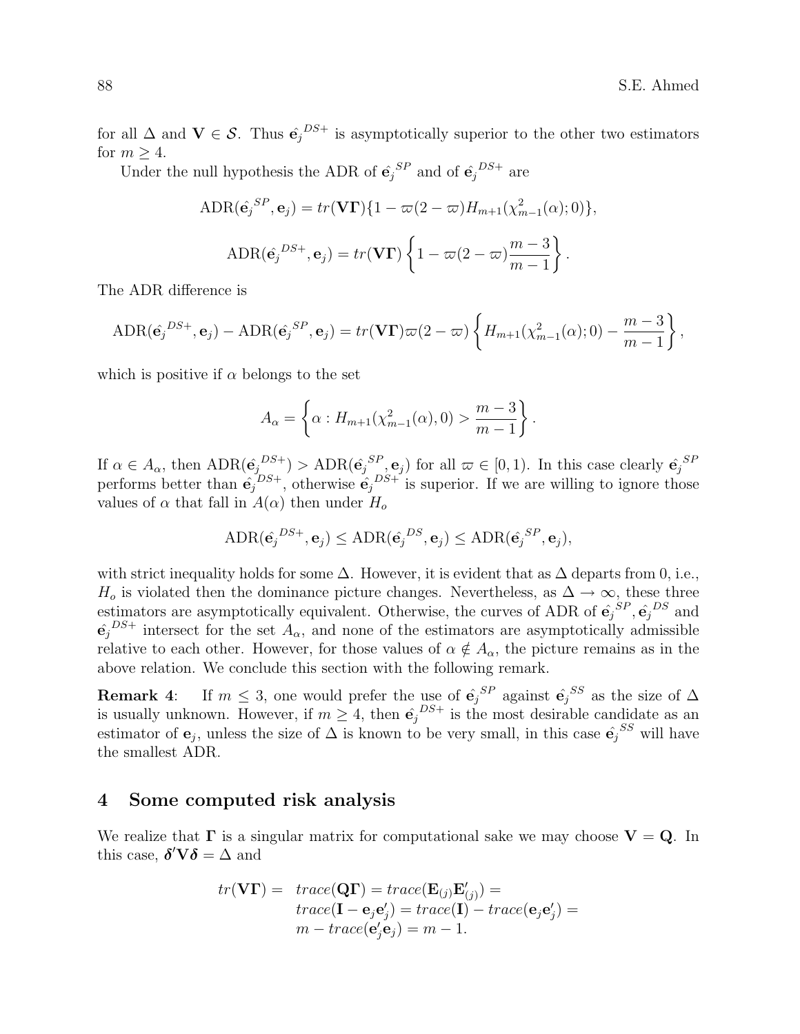for all $\Delta$ and $\mathbf{V} \in \mathcal{S}$. Thus $\hat{\mathbf{e}_j}^{DS+}$ is asymptotically superior to the other two estimators for $m \geq 4$.

Under the null hypothesis the ADR of $\hat{\mathbf{e}_j}^{SP}$ and of $\hat{\mathbf{e}_j}^{DS+}$ are

$$\text{ADR}(\hat{\mathbf{e}_j}^{SP}, \mathbf{e}_j) = tr(\mathbf{V\Gamma})\{1 - \varpi(2-\varpi)H_{m+1}(\chi^2_{m-1}(\alpha); 0)\},$$

$$\text{ADR}(\hat{\mathbf{e}_j}^{DS+}, \mathbf{e}_j) = tr(\mathbf{V\Gamma})\left\{1 - \varpi(2-\varpi)\frac{m-3}{m-1}\right\}.$$

The ADR difference is

$$\text{ADR}(\hat{\mathbf{e}_j}^{DS+}, \mathbf{e}_j) - \text{ADR}(\hat{\mathbf{e}_j}^{SP}, \mathbf{e}_j) = tr(\mathbf{V\Gamma})\varpi(2-\varpi)\left\{H_{m+1}(\chi^2_{m-1}(\alpha); 0) - \frac{m-3}{m-1}\right\},$$

which is positive if $\alpha$ belongs to the set

$$A_\alpha = \left\{\alpha : H_{m+1}(\chi^2_{m-1}(\alpha), 0) > \frac{m-3}{m-1}\right\}.$$

If $\alpha \in A_\alpha$, then $\text{ADR}(\hat{\mathbf{e}_j}^{DS+}) > \text{ADR}(\hat{\mathbf{e}_j}^{SP}, \mathbf{e}_j)$ for all $\varpi \in [0, 1)$. In this case clearly $\hat{\mathbf{e}_j}^{SP}$ performs better than $\hat{\mathbf{e}_j}^{DS+}$, otherwise $\hat{\mathbf{e}_j}^{DS+}$ is superior. If we are willing to ignore those values of $\alpha$ that fall in $A(\alpha)$ then under $H_o$

$$\text{ADR}(\hat{\mathbf{e}_j}^{DS+}, \mathbf{e}_j) \leq \text{ADR}(\hat{\mathbf{e}_j}^{DS}, \mathbf{e}_j) \leq \text{ADR}(\hat{\mathbf{e}_j}^{SP}, \mathbf{e}_j),$$

with strict inequality holds for some $\Delta$. However, it is evident that as $\Delta$ departs from 0, i.e., $H_o$ is violated then the dominance picture changes. Nevertheless, as $\Delta \to \infty$, these three estimators are asymptotically equivalent. Otherwise, the curves of ADR of $\hat{\mathbf{e}_j}^{SP}, \hat{\mathbf{e}_j}^{DS}$ and $\hat{\mathbf{e}_j}^{DS+}$ intersect for the set $A_\alpha$, and none of the estimators are asymptotically admissible relative to each other. However, for those values of $\alpha \notin A_\alpha$, the picture remains as in the above relation. We conclude this section with the following remark.

**Remark 4**: If $m \leq 3$, one would prefer the use of $\hat{\mathbf{e}_j}^{SP}$ against $\hat{\mathbf{e}_j}^{SS}$ as the size of $\Delta$ is usually unknown. However, if $m \geq 4$, then $\hat{\mathbf{e}_j}^{DS+}$ is the most desirable candidate as an estimator of $\mathbf{e}_j$, unless the size of $\Delta$ is known to be very small, in this case $\hat{\mathbf{e}_j}^{SS}$ will have the smallest ADR.

## 4 Some computed risk analysis

We realize that $\mathbf{\Gamma}$ is a singular matrix for computational sake we may choose $\mathbf{V} = \mathbf{Q}$. In this case, $\boldsymbol{\delta}'\mathbf{V}\boldsymbol{\delta} = \Delta$ and

$$\begin{aligned} tr(\mathbf{V\Gamma}) = \;& trace(\mathbf{Q\Gamma}) = trace(\mathbf{E}_{(j)}\mathbf{E}'_{(j)}) = \\ & trace(\mathbf{I} - \mathbf{e}_j\mathbf{e}'_j) = trace(\mathbf{I}) - trace(\mathbf{e}_j\mathbf{e}'_j) = \\ & m - trace(\mathbf{e}'_j\mathbf{e}_j) = m - 1. \end{aligned}$$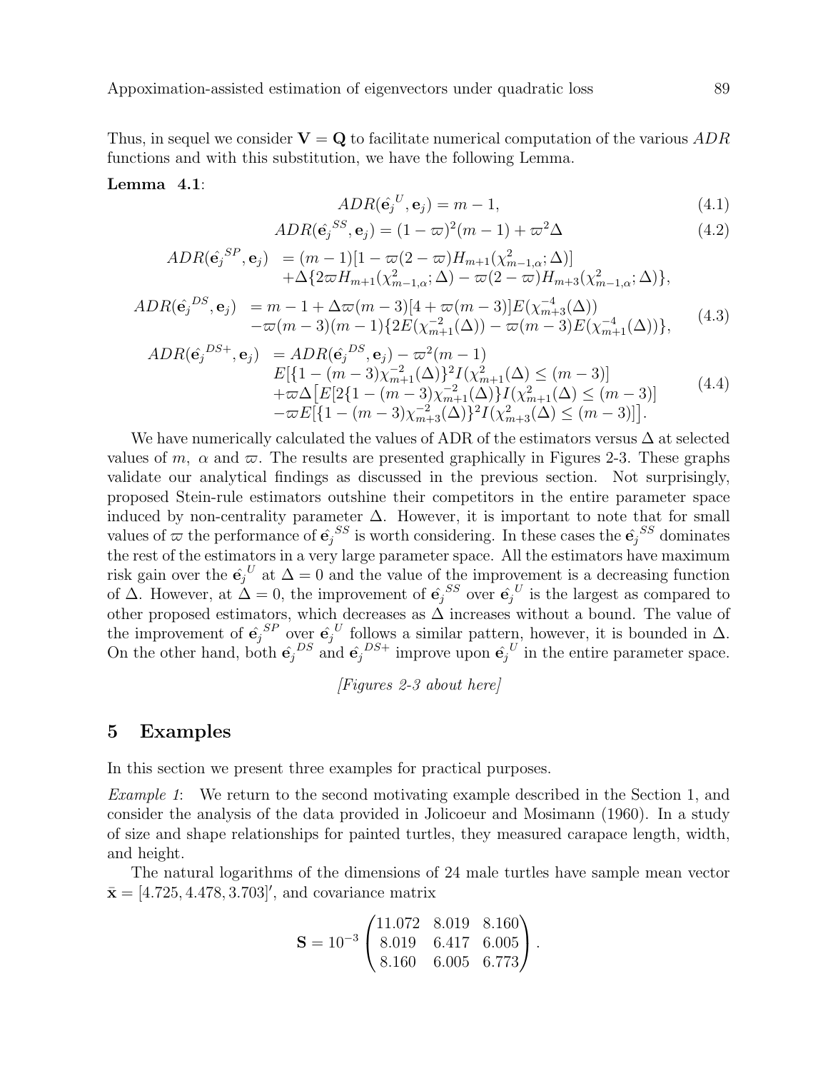Thus, in sequel we consider $\mathbf{V} = \mathbf{Q}$ to facilitate numerical computation of the various $ADR$ functions and with this substitution, we have the following Lemma.

**Lemma 4.1**:

$$ADR(\hat{\mathbf{e}}_j^{U}, \mathbf{e}_j) = m - 1, \tag{4.1}$$

$$ADR(\hat{\mathbf{e}}_j^{SS}, \mathbf{e}_j) = (1-\varpi)^2(m-1) + \varpi^2\Delta \tag{4.2}$$

$$\begin{aligned} ADR(\hat{\mathbf{e}}_j^{SP}, \mathbf{e}_j) &= (m-1)[1 - \varpi(2-\varpi)H_{m+1}(\chi^2_{m-1,\alpha};\Delta)] \\ &\quad + \Delta\{2\varpi H_{m+1}(\chi^2_{m-1,\alpha};\Delta) - \varpi(2-\varpi)H_{m+3}(\chi^2_{m-1,\alpha};\Delta)\}, \end{aligned}$$

$$\begin{aligned} ADR(\hat{\mathbf{e}}_j^{DS}, \mathbf{e}_j) &= m - 1 + \Delta\varpi(m-3)[4 + \varpi(m-3)]E(\chi^{-4}_{m+3}(\Delta)) \\ &\quad -\varpi(m-3)(m-1)\{2E(\chi^{-2}_{m+1}(\Delta)) - \varpi(m-3)E(\chi^{-4}_{m+1}(\Delta))\}, \end{aligned} \tag{4.3}$$

$$\begin{aligned} ADR(\hat{\mathbf{e}}_j^{DS+}, \mathbf{e}_j) &= ADR(\hat{\mathbf{e}}_j^{DS}, \mathbf{e}_j) - \varpi^2(m-1) \\ &\quad E[\{1-(m-3)\chi^{-2}_{m+1}(\Delta)\}^2 I(\chi^2_{m+1}(\Delta) \le (m-3)] \\ &\quad + \varpi\Delta\big[E[2\{1-(m-3)\chi^{-2}_{m+1}(\Delta)\}I(\chi^2_{m+1}(\Delta) \le (m-3)] \\ &\quad - \varpi E[\{1-(m-3)\chi^{-2}_{m+3}(\Delta)\}^2 I(\chi^2_{m+3}(\Delta) \le (m-3)]\big]. \end{aligned} \tag{4.4}$$

We have numerically calculated the values of ADR of the estimators versus $\Delta$ at selected values of $m$, $\alpha$ and $\varpi$. The results are presented graphically in Figures 2-3. These graphs validate our analytical findings as discussed in the previous section. Not surprisingly, proposed Stein-rule estimators outshine their competitors in the entire parameter space induced by non-centrality parameter $\Delta$. However, it is important to note that for small values of $\varpi$ the performance of $\hat{\mathbf{e}}_j^{SS}$ is worth considering. In these cases the $\hat{\mathbf{e}}_j^{SS}$ dominates the rest of the estimators in a very large parameter space. All the estimators have maximum risk gain over the $\hat{\mathbf{e}}_j^{U}$ at $\Delta = 0$ and the value of the improvement is a decreasing function of $\Delta$. However, at $\Delta = 0$, the improvement of $\hat{\mathbf{e}}_j^{SS}$ over $\hat{\mathbf{e}}_j^{U}$ is the largest as compared to other proposed estimators, which decreases as $\Delta$ increases without a bound. The value of the improvement of $\hat{\mathbf{e}}_j^{SP}$ over $\hat{\mathbf{e}}_j^{U}$ follows a similar pattern, however, it is bounded in $\Delta$. On the other hand, both $\hat{\mathbf{e}}_j^{DS}$ and $\hat{\mathbf{e}}_j^{DS+}$ improve upon $\hat{\mathbf{e}}_j^{U}$ in the entire parameter space.

*[Figures 2-3 about here]*

## 5 Examples

In this section we present three examples for practical purposes.

*Example 1*: We return to the second motivating example described in the Section 1, and consider the analysis of the data provided in Jolicoeur and Mosimann (1960). In a study of size and shape relationships for painted turtles, they measured carapace length, width, and height.

The natural logarithms of the dimensions of 24 male turtles have sample mean vector $\bar{\mathbf{x}} = [4.725, 4.478, 3.703]'$, and covariance matrix

$$\mathbf{S} = 10^{-3}\begin{pmatrix} 11.072 & 8.019 & 8.160 \\ 8.019 & 6.417 & 6.005 \\ 8.160 & 6.005 & 6.773 \end{pmatrix}.$$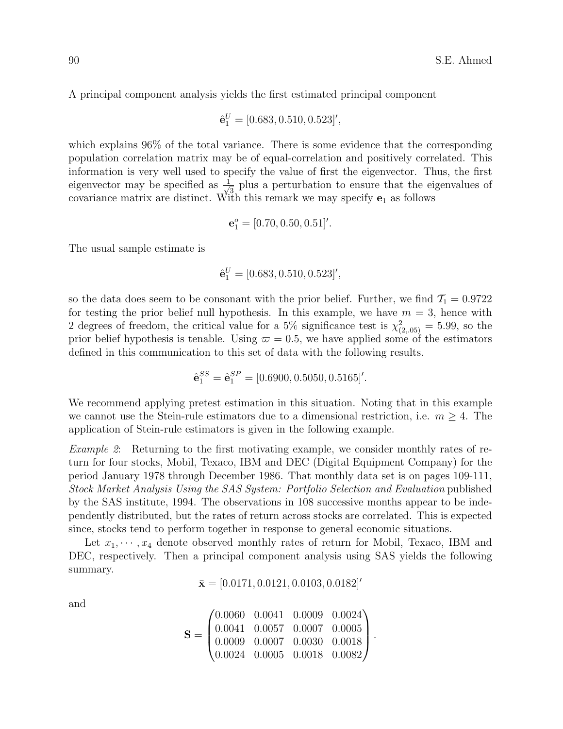A principal component analysis yields the first estimated principal component

$$\hat{\mathbf{e}}_1^U = [0.683, 0.510, 0.523]',$$

which explains 96% of the total variance. There is some evidence that the corresponding population correlation matrix may be of equal-correlation and positively correlated. This information is very well used to specify the value of first the eigenvector. Thus, the first eigenvector may be specified as $\frac{1}{\sqrt{3}}$ plus a perturbation to ensure that the eigenvalues of covariance matrix are distinct. With this remark we may specify $\mathbf{e}_1$ as follows

$$\mathbf{e}_1^o = [0.70, 0.50, 0.51]'.$$

The usual sample estimate is

$$\hat{\mathbf{e}}_1^U = [0.683, 0.510, 0.523]',$$

so the data does seem to be consonant with the prior belief. Further, we find $\mathcal{T}_1 = 0.9722$ for testing the prior belief null hypothesis. In this example, we have $m = 3$, hence with 2 degrees of freedom, the critical value for a 5% significance test is $\chi^2_{(2,.05)} = 5.99$, so the prior belief hypothesis is tenable. Using $\varpi = 0.5$, we have applied some of the estimators defined in this communication to this set of data with the following results.

$$\hat{\mathbf{e}}_1^{SS} = \hat{\mathbf{e}}_1^{SP} = [0.6900, 0.5050, 0.5165]'.$$

We recommend applying pretest estimation in this situation. Noting that in this example we cannot use the Stein-rule estimators due to a dimensional restriction, i.e. $m \geq 4$. The application of Stein-rule estimators is given in the following example.

*Example 2*: Returning to the first motivating example, we consider monthly rates of return for four stocks, Mobil, Texaco, IBM and DEC (Digital Equipment Company) for the period January 1978 through December 1986. That monthly data set is on pages 109-111, *Stock Market Analysis Using the SAS System: Portfolio Selection and Evaluation* published by the SAS institute, 1994. The observations in 108 successive months appear to be independently distributed, but the rates of return across stocks are correlated. This is expected since, stocks tend to perform together in response to general economic situations.

Let $x_1, \cdots, x_4$ denote observed monthly rates of return for Mobil, Texaco, IBM and DEC, respectively. Then a principal component analysis using SAS yields the following summary.

$$\bar{\mathbf{x}} = [0.0171, 0.0121, 0.0103, 0.0182]'$$

and

$$\mathbf{S} = \begin{pmatrix} 0.0060 & 0.0041 & 0.0009 & 0.0024 \\ 0.0041 & 0.0057 & 0.0007 & 0.0005 \\ 0.0009 & 0.0007 & 0.0030 & 0.0018 \\ 0.0024 & 0.0005 & 0.0018 & 0.0082 \end{pmatrix}.$$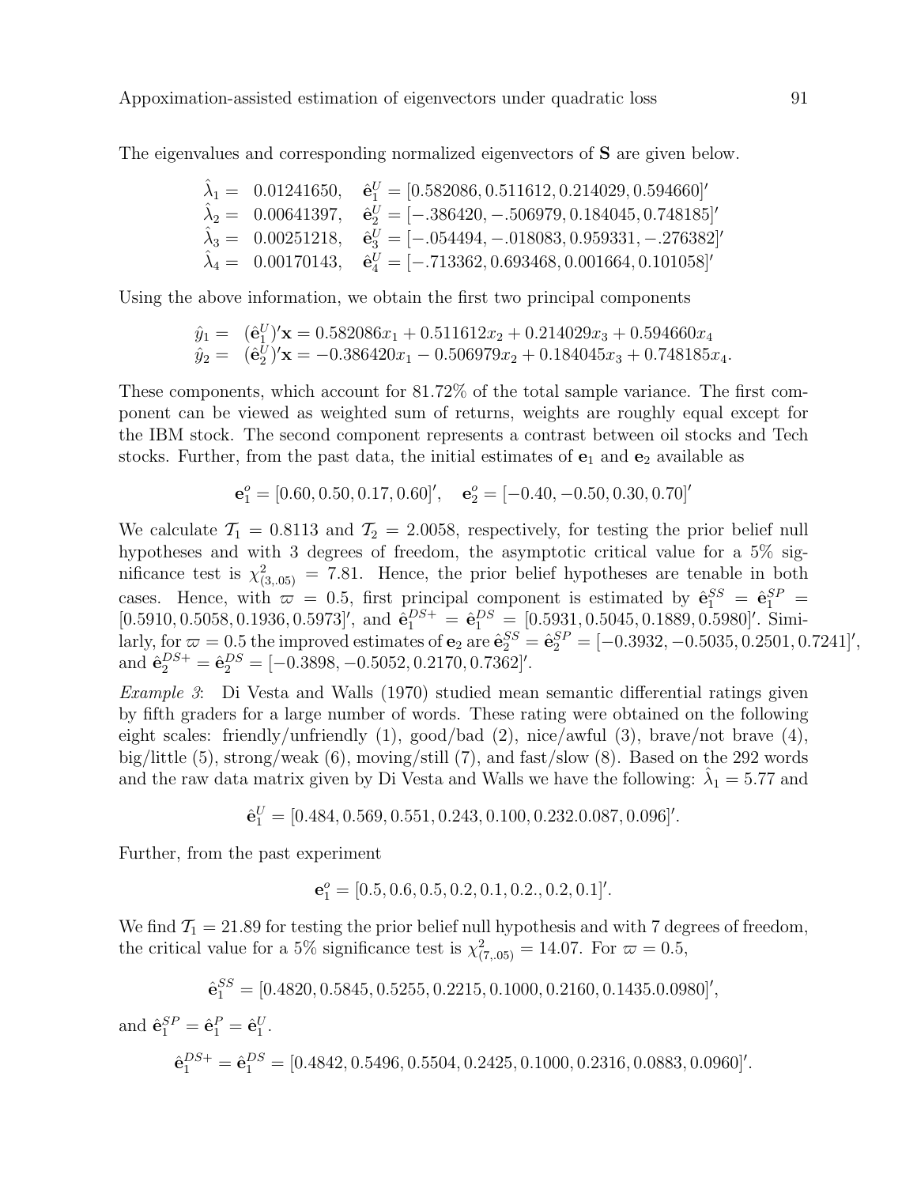The eigenvalues and corresponding normalized eigenvectors of $\mathbf{S}$ are given below.

$$
\begin{aligned}
\hat{\lambda}_1 = &\ \ 0.01241650, \quad \hat{\mathbf{e}}_1^U = [0.582086, 0.511612, 0.214029, 0.594660]' \\
\hat{\lambda}_2 = &\ \ 0.00641397, \quad \hat{\mathbf{e}}_2^U = [-.386420, -.506979, 0.184045, 0.748185]' \\
\hat{\lambda}_3 = &\ \ 0.00251218, \quad \hat{\mathbf{e}}_3^U = [-.054494, -.018083, 0.959331, -.276382]' \\
\hat{\lambda}_4 = &\ \ 0.00170143, \quad \hat{\mathbf{e}}_4^U = [-.713362, 0.693468, 0.001664, 0.101058]'
\end{aligned}
$$

Using the above information, we obtain the first two principal components

$$
\begin{aligned}
\hat{y}_1 = &\ \ (\hat{\mathbf{e}}_1^U)'\mathbf{x} = 0.582086x_1 + 0.511612x_2 + 0.214029x_3 + 0.594660x_4 \\
\hat{y}_2 = &\ \ (\hat{\mathbf{e}}_2^U)'\mathbf{x} = -0.386420x_1 - 0.506979x_2 + 0.184045x_3 + 0.748185x_4.
\end{aligned}
$$

These components, which account for 81.72% of the total sample variance. The first component can be viewed as weighted sum of returns, weights are roughly equal except for the IBM stock. The second component represents a contrast between oil stocks and Tech stocks. Further, from the past data, the initial estimates of $\mathbf{e}_1$ and $\mathbf{e}_2$ available as

$$
\mathbf{e}_1^o = [0.60, 0.50, 0.17, 0.60]', \quad \mathbf{e}_2^o = [-0.40, -0.50, 0.30, 0.70]'
$$

We calculate $\mathcal{T}_1 = 0.8113$ and $\mathcal{T}_2 = 2.0058$, respectively, for testing the prior belief null hypotheses and with 3 degrees of freedom, the asymptotic critical value for a 5% significance test is $\chi^2_{(3,.05)} = 7.81$. Hence, the prior belief hypotheses are tenable in both cases. Hence, with $\varpi = 0.5$, first principal component is estimated by $\hat{\mathbf{e}}_1^{SS} = \hat{\mathbf{e}}_1^{SP} = [0.5910, 0.5058, 0.1936, 0.5973]'$, and $\hat{\mathbf{e}}_1^{DS+} = \hat{\mathbf{e}}_1^{DS} = [0.5931, 0.5045, 0.1889, 0.5980]'$. Similarly, for $\varpi = 0.5$ the improved estimates of $\mathbf{e}_2$ are $\hat{\mathbf{e}}_2^{SS} = \hat{\mathbf{e}}_2^{SP} = [-0.3932, -0.5035, 0.2501, 0.7241]'$, and $\hat{\mathbf{e}}_2^{DS+} = \hat{\mathbf{e}}_2^{DS} = [-0.3898, -0.5052, 0.2170, 0.7362]'$.

*Example 3*: Di Vesta and Walls (1970) studied mean semantic differential ratings given by fifth graders for a large number of words. These rating were obtained on the following eight scales: friendly/unfriendly (1), good/bad (2), nice/awful (3), brave/not brave (4), big/little (5), strong/weak (6), moving/still (7), and fast/slow (8). Based on the 292 words and the raw data matrix given by Di Vesta and Walls we have the following: $\hat{\lambda}_1 = 5.77$ and

$$
\hat{\mathbf{e}}_1^U = [0.484, 0.569, 0.551, 0.243, 0.100, 0.232.0.087, 0.096]'.
$$

Further, from the past experiment

$$
\mathbf{e}_1^o = [0.5, 0.6, 0.5, 0.2, 0.1, 0.2., 0.2, 0.1]'.
$$

We find $\mathcal{T}_1 = 21.89$ for testing the prior belief null hypothesis and with 7 degrees of freedom, the critical value for a 5% significance test is $\chi^2_{(7,.05)} = 14.07$. For $\varpi = 0.5$,

$$
\hat{\mathbf{e}}_1^{SS} = [0.4820, 0.5845, 0.5255, 0.2215, 0.1000, 0.2160, 0.1435.0.0980]',
$$

and $\hat{\mathbf{e}}_1^{SP} = \hat{\mathbf{e}}_1^P = \hat{\mathbf{e}}_1^U$.

$$
\hat{\mathbf{e}}_1^{DS+} = \hat{\mathbf{e}}_1^{DS} = [0.4842, 0.5496, 0.5504, 0.2425, 0.1000, 0.2316, 0.0883, 0.0960]'.
$$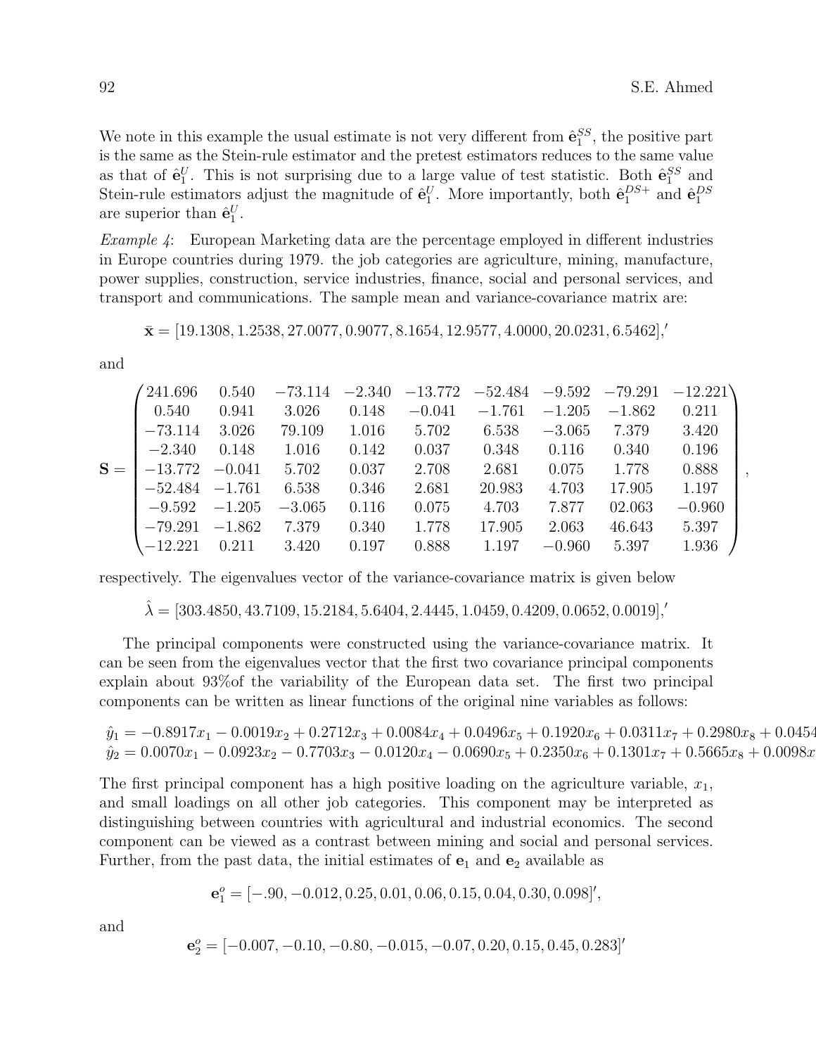We note in this example the usual estimate is not very different from $\hat{\mathbf{e}}_1^{SS}$, the positive part is the same as the Stein-rule estimator and the pretest estimators reduces to the same value as that of $\hat{\mathbf{e}}_1^{U}$. This is not surprising due to a large value of test statistic. Both $\hat{\mathbf{e}}_1^{SS}$ and Stein-rule estimators adjust the magnitude of $\hat{\mathbf{e}}_1^{U}$. More importantly, both $\hat{\mathbf{e}}_1^{DS+}$ and $\hat{\mathbf{e}}_1^{DS}$ are superior than $\hat{\mathbf{e}}_1^{U}$.

*Example 4*: European Marketing data are the percentage employed in different industries in Europe countries during 1979. the job categories are agriculture, mining, manufacture, power supplies, construction, service industries, finance, social and personal services, and transport and communications. The sample mean and variance-covariance matrix are:

$$\bar{\mathbf{x}} = [19.1308, 1.2538, 27.0077, 0.9077, 8.1654, 12.9577, 4.0000, 20.0231, 6.5462],'$$

and

$$\mathbf{S} = \begin{pmatrix} 241.696 & 0.540 & -73.114 & -2.340 & -13.772 & -52.484 & -9.592 & -79.291 & -12.221 \\ 0.540 & 0.941 & 3.026 & 0.148 & -0.041 & -1.761 & -1.205 & -1.862 & 0.211 \\ -73.114 & 3.026 & 79.109 & 1.016 & 5.702 & 6.538 & -3.065 & 7.379 & 3.420 \\ -2.340 & 0.148 & 1.016 & 0.142 & 0.037 & 0.348 & 0.116 & 0.340 & 0.196 \\ -13.772 & -0.041 & 5.702 & 0.037 & 2.708 & 2.681 & 0.075 & 1.778 & 0.888 \\ -52.484 & -1.761 & 6.538 & 0.346 & 2.681 & 20.983 & 4.703 & 17.905 & 1.197 \\ -9.592 & -1.205 & -3.065 & 0.116 & 0.075 & 4.703 & 7.877 & 02.063 & -0.960 \\ -79.291 & -1.862 & 7.379 & 0.340 & 1.778 & 17.905 & 2.063 & 46.643 & 5.397 \\ -12.221 & 0.211 & 3.420 & 0.197 & 0.888 & 1.197 & -0.960 & 5.397 & 1.936 \end{pmatrix},$$

respectively. The eigenvalues vector of the variance-covariance matrix is given below

$$\hat{\lambda} = [303.4850, 43.7109, 15.2184, 5.6404, 2.4445, 1.0459, 0.4209, 0.0652, 0.0019],'$$

The principal components were constructed using the variance-covariance matrix. It can be seen from the eigenvalues vector that the first two covariance principal components explain about 93%of the variability of the European data set. The first two principal components can be written as linear functions of the original nine variables as follows:

$$\hat{y}_1 = -0.8917x_1 - 0.0019x_2 + 0.2712x_3 + 0.0084x_4 + 0.0496x_5 + 0.1920x_6 + 0.0311x_7 + 0.2980x_8 + 0.0454$$
$$\hat{y}_2 = 0.0070x_1 - 0.0923x_2 - 0.7703x_3 - 0.0120x_4 - 0.0690x_5 + 0.2350x_6 + 0.1301x_7 + 0.5665x_8 + 0.0098x$$

The first principal component has a high positive loading on the agriculture variable, $x_1$, and small loadings on all other job categories. This component may be interpreted as distinguishing between countries with agricultural and industrial economics. The second component can be viewed as a contrast between mining and social and personal services. Further, from the past data, the initial estimates of $\mathbf{e}_1$ and $\mathbf{e}_2$ available as

$$\mathbf{e}_1^o = [-.90, -0.012, 0.25, 0.01, 0.06, 0.15, 0.04, 0.30, 0.098]',$$

and

$$\mathbf{e}_2^o = [-0.007, -0.10, -0.80, -0.015, -0.07, 0.20, 0.15, 0.45, 0.283]'$$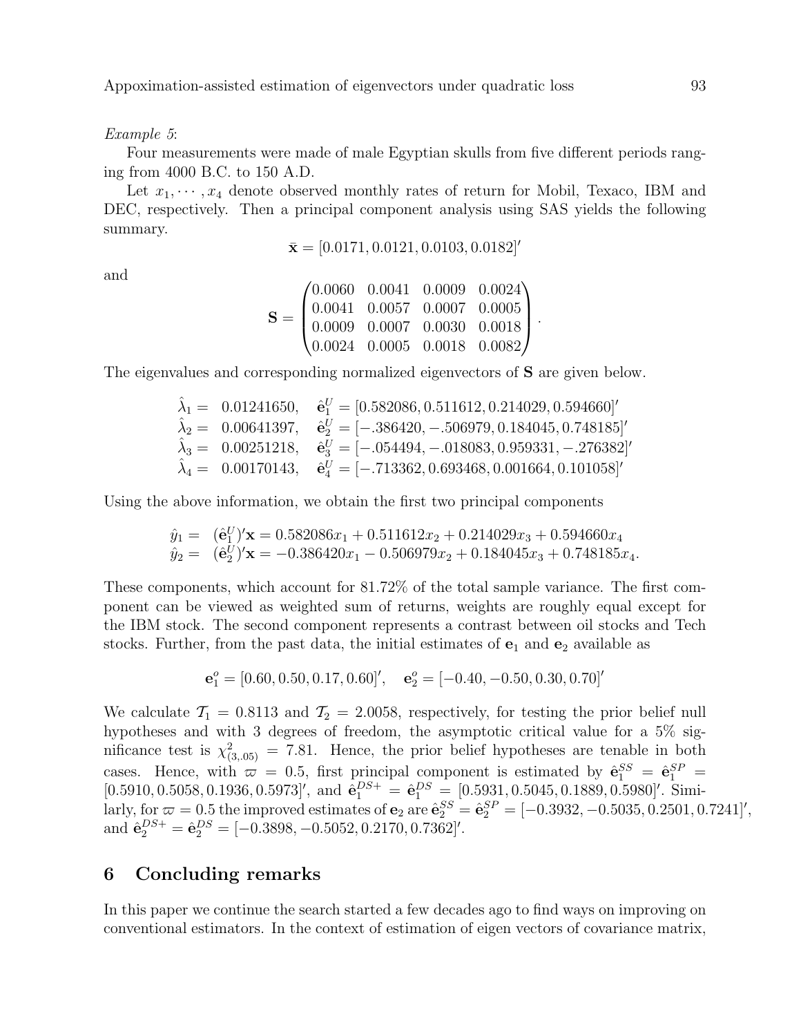*Example 5*:

Four measurements were made of male Egyptian skulls from five different periods ranging from 4000 B.C. to 150 A.D.

Let $x_1, \cdots, x_4$ denote observed monthly rates of return for Mobil, Texaco, IBM and DEC, respectively. Then a principal component analysis using SAS yields the following summary.

$$\bar{\mathbf{x}} = [0.0171, 0.0121, 0.0103, 0.0182]'$$

and

$$\mathbf{S} = \begin{pmatrix} 0.0060 & 0.0041 & 0.0009 & 0.0024 \\ 0.0041 & 0.0057 & 0.0007 & 0.0005 \\ 0.0009 & 0.0007 & 0.0030 & 0.0018 \\ 0.0024 & 0.0005 & 0.0018 & 0.0082 \end{pmatrix}.$$

The eigenvalues and corresponding normalized eigenvectors of $\mathbf{S}$ are given below.

$$\begin{aligned} \hat{\lambda}_1 = &\ \ 0.01241650, \quad \hat{\mathbf{e}}_1^U = [0.582086, 0.511612, 0.214029, 0.594660]' \\ \hat{\lambda}_2 = &\ \ 0.00641397, \quad \hat{\mathbf{e}}_2^U = [-.386420, -.506979, 0.184045, 0.748185]' \\ \hat{\lambda}_3 = &\ \ 0.00251218, \quad \hat{\mathbf{e}}_3^U = [-.054494, -.018083, 0.959331, -.276382]' \\ \hat{\lambda}_4 = &\ \ 0.00170143, \quad \hat{\mathbf{e}}_4^U = [-.713362, 0.693468, 0.001664, 0.101058]' \end{aligned}$$

Using the above information, we obtain the first two principal components

$$\begin{aligned} \hat{y}_1 = &\ \ (\hat{\mathbf{e}}_1^U)'\mathbf{x} = 0.582086x_1 + 0.511612x_2 + 0.214029x_3 + 0.594660x_4 \\ \hat{y}_2 = &\ \ (\hat{\mathbf{e}}_2^U)'\mathbf{x} = -0.386420x_1 - 0.506979x_2 + 0.184045x_3 + 0.748185x_4. \end{aligned}$$

These components, which account for 81.72% of the total sample variance. The first component can be viewed as weighted sum of returns, weights are roughly equal except for the IBM stock. The second component represents a contrast between oil stocks and Tech stocks. Further, from the past data, the initial estimates of $\mathbf{e}_1$ and $\mathbf{e}_2$ available as

$$\mathbf{e}_1^o = [0.60, 0.50, 0.17, 0.60]', \quad \mathbf{e}_2^o = [-0.40, -0.50, 0.30, 0.70]'$$

We calculate $\mathcal{T}_1 = 0.8113$ and $\mathcal{T}_2 = 2.0058$, respectively, for testing the prior belief null hypotheses and with 3 degrees of freedom, the asymptotic critical value for a 5% significance test is $\chi^2_{(3,.05)} = 7.81$. Hence, the prior belief hypotheses are tenable in both cases. Hence, with $\varpi = 0.5$, first principal component is estimated by $\hat{\mathbf{e}}_1^{SS} = \hat{\mathbf{e}}_1^{SP} = [0.5910, 0.5058, 0.1936, 0.5973]'$, and $\hat{\mathbf{e}}_1^{DS+} = \hat{\mathbf{e}}_1^{DS} = [0.5931, 0.5045, 0.1889, 0.5980]'$. Similarly, for $\varpi = 0.5$ the improved estimates of $\mathbf{e}_2$ are $\hat{\mathbf{e}}_2^{SS} = \hat{\mathbf{e}}_2^{SP} = [-0.3932, -0.5035, 0.2501, 0.7241]'$, and $\hat{\mathbf{e}}_2^{DS+} = \hat{\mathbf{e}}_2^{DS} = [-0.3898, -0.5052, 0.2170, 0.7362]'$.

## 6 Concluding remarks

In this paper we continue the search started a few decades ago to find ways on improving on conventional estimators. In the context of estimation of eigen vectors of covariance matrix,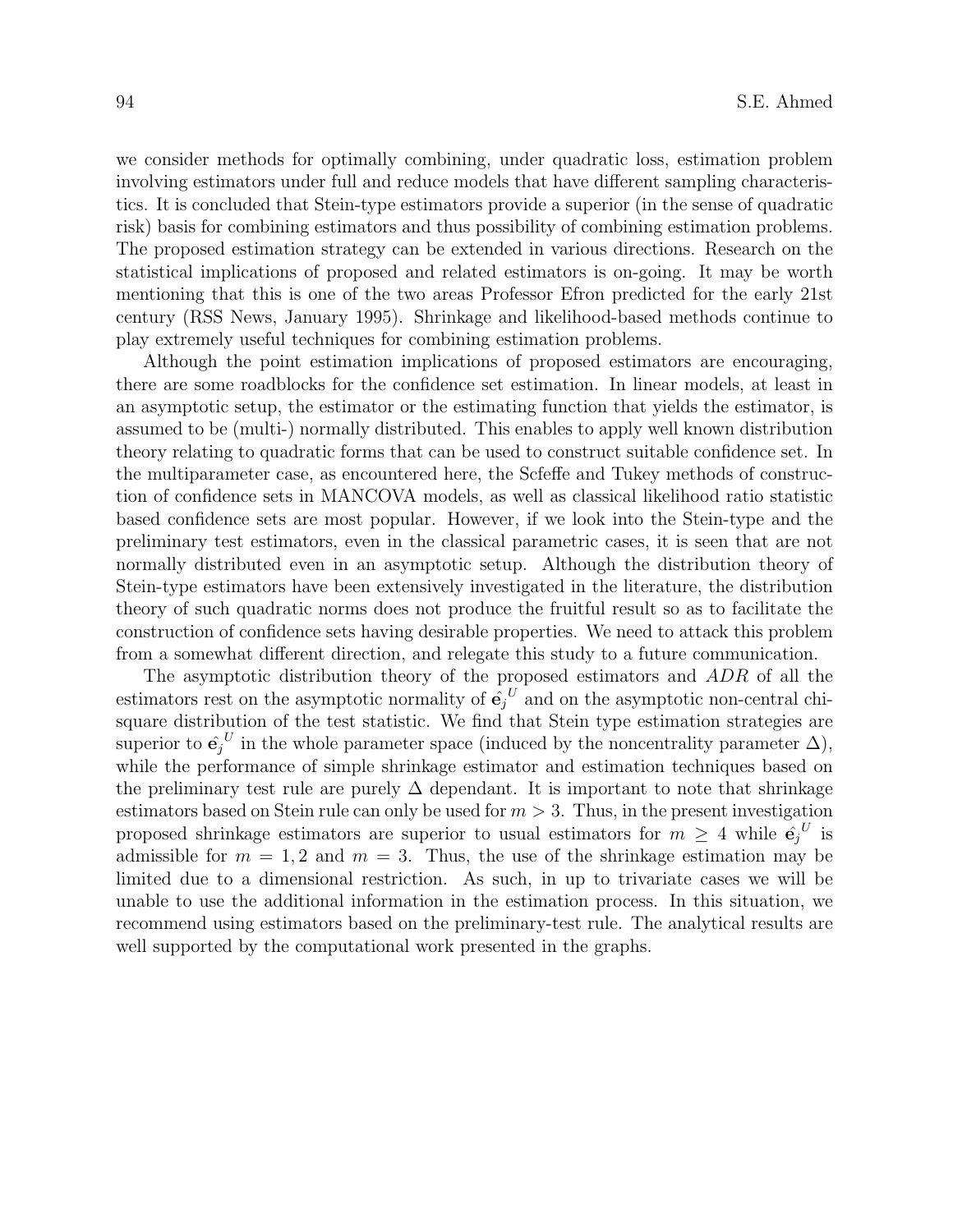we consider methods for optimally combining, under quadratic loss, estimation problem involving estimators under full and reduce models that have different sampling characteristics. It is concluded that Stein-type estimators provide a superior (in the sense of quadratic risk) basis for combining estimators and thus possibility of combining estimation problems. The proposed estimation strategy can be extended in various directions. Research on the statistical implications of proposed and related estimators is on-going. It may be worth mentioning that this is one of the two areas Professor Efron predicted for the early 21st century (RSS News, January 1995). Shrinkage and likelihood-based methods continue to play extremely useful techniques for combining estimation problems.

Although the point estimation implications of proposed estimators are encouraging, there are some roadblocks for the confidence set estimation. In linear models, at least in an asymptotic setup, the estimator or the estimating function that yields the estimator, is assumed to be (multi-) normally distributed. This enables to apply well known distribution theory relating to quadratic forms that can be used to construct suitable confidence set. In the multiparameter case, as encountered here, the Scfeffe and Tukey methods of construction of confidence sets in MANCOVA models, as well as classical likelihood ratio statistic based confidence sets are most popular. However, if we look into the Stein-type and the preliminary test estimators, even in the classical parametric cases, it is seen that are not normally distributed even in an asymptotic setup. Although the distribution theory of Stein-type estimators have been extensively investigated in the literature, the distribution theory of such quadratic norms does not produce the fruitful result so as to facilitate the construction of confidence sets having desirable properties. We need to attack this problem from a somewhat different direction, and relegate this study to a future communication.

The asymptotic distribution theory of the proposed estimators and $ADR$ of all the estimators rest on the asymptotic normality of $\hat{\mathbf{e}}_j^{\,U}$ and on the asymptotic non-central chi-square distribution of the test statistic. We find that Stein type estimation strategies are superior to $\hat{\mathbf{e}}_j^{\,U}$ in the whole parameter space (induced by the noncentrality parameter $\Delta$), while the performance of simple shrinkage estimator and estimation techniques based on the preliminary test rule are purely $\Delta$ dependant. It is important to note that shrinkage estimators based on Stein rule can only be used for $m > 3$. Thus, in the present investigation proposed shrinkage estimators are superior to usual estimators for $m \geq 4$ while $\hat{\mathbf{e}}_j^{\,U}$ is admissible for $m = 1, 2$ and $m = 3$. Thus, the use of the shrinkage estimation may be limited due to a dimensional restriction. As such, in up to trivariate cases we will be unable to use the additional information in the estimation process. In this situation, we recommend using estimators based on the preliminary-test rule. The analytical results are well supported by the computational work presented in the graphs.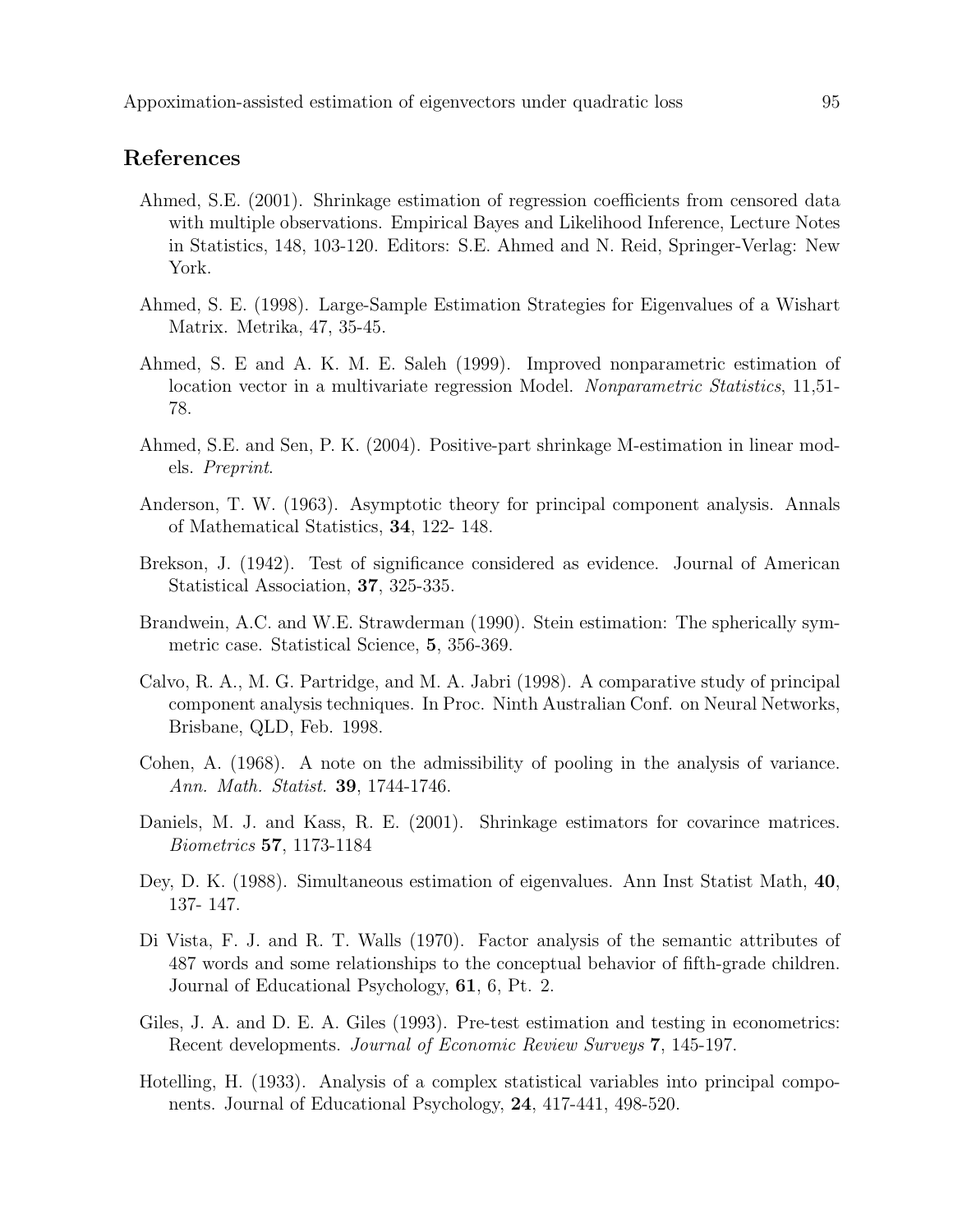## References

Ahmed, S.E. (2001). Shrinkage estimation of regression coefficients from censored data with multiple observations. Empirical Bayes and Likelihood Inference, Lecture Notes in Statistics, 148, 103-120. Editors: S.E. Ahmed and N. Reid, Springer-Verlag: New York.

Ahmed, S. E. (1998). Large-Sample Estimation Strategies for Eigenvalues of a Wishart Matrix. Metrika, 47, 35-45.

Ahmed, S. E and A. K. M. E. Saleh (1999). Improved nonparametric estimation of location vector in a multivariate regression Model. *Nonparametric Statistics*, 11,51-78.

Ahmed, S.E. and Sen, P. K. (2004). Positive-part shrinkage M-estimation in linear models. *Preprint*.

Anderson, T. W. (1963). Asymptotic theory for principal component analysis. Annals of Mathematical Statistics, **34**, 122- 148.

Brekson, J. (1942). Test of significance considered as evidence. Journal of American Statistical Association, **37**, 325-335.

Brandwein, A.C. and W.E. Strawderman (1990). Stein estimation: The spherically symmetric case. Statistical Science, **5**, 356-369.

Calvo, R. A., M. G. Partridge, and M. A. Jabri (1998). A comparative study of principal component analysis techniques. In Proc. Ninth Australian Conf. on Neural Networks, Brisbane, QLD, Feb. 1998.

Cohen, A. (1968). A note on the admissibility of pooling in the analysis of variance. *Ann. Math. Statist.* **39**, 1744-1746.

Daniels, M. J. and Kass, R. E. (2001). Shrinkage estimators for covarince matrices. *Biometrics* **57**, 1173-1184

Dey, D. K. (1988). Simultaneous estimation of eigenvalues. Ann Inst Statist Math, **40**, 137- 147.

Di Vista, F. J. and R. T. Walls (1970). Factor analysis of the semantic attributes of 487 words and some relationships to the conceptual behavior of fifth-grade children. Journal of Educational Psychology, **61**, 6, Pt. 2.

Giles, J. A. and D. E. A. Giles (1993). Pre-test estimation and testing in econometrics: Recent developments. *Journal of Economic Review Surveys* **7**, 145-197.

Hotelling, H. (1933). Analysis of a complex statistical variables into principal components. Journal of Educational Psychology, **24**, 417-441, 498-520.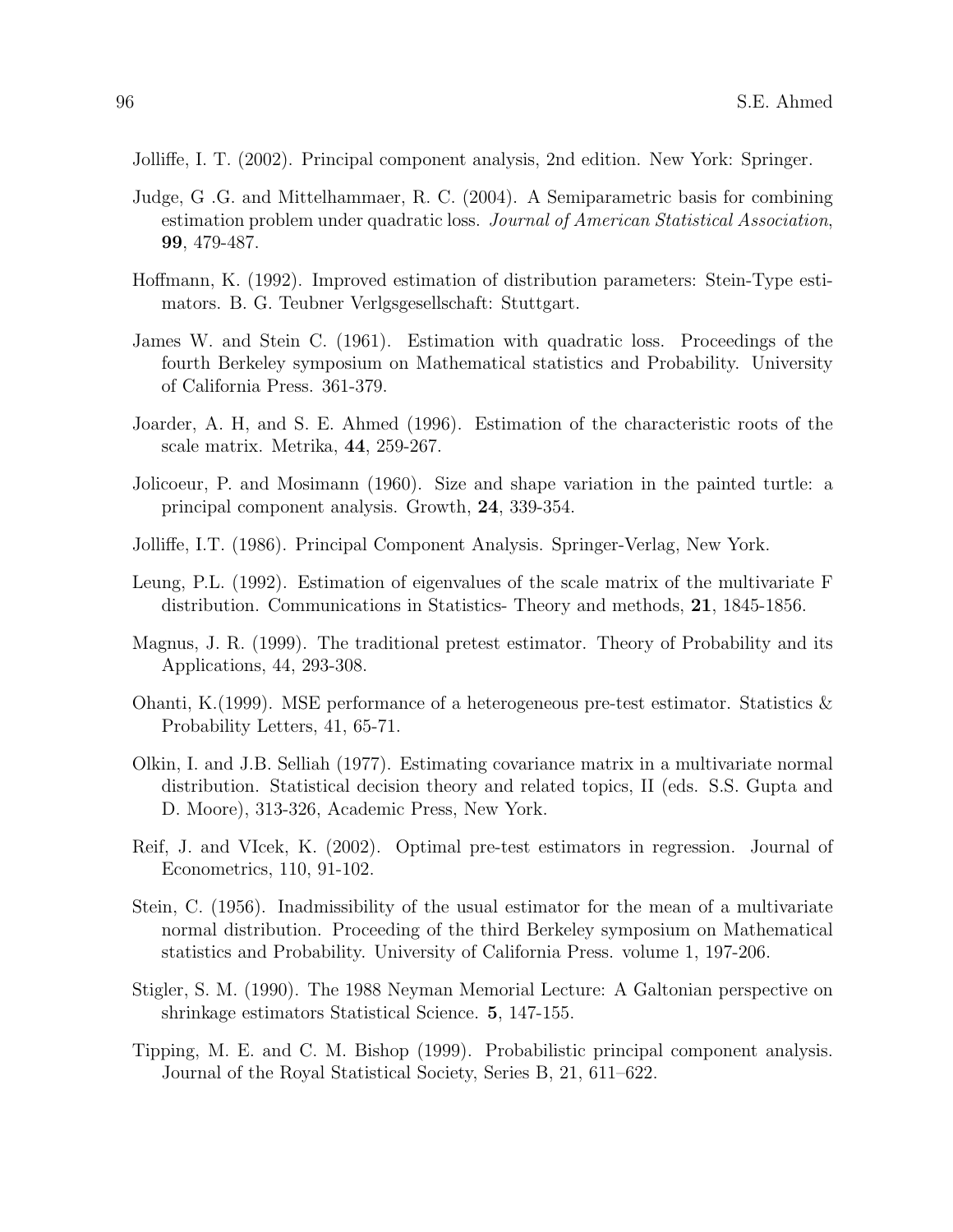Jolliffe, I. T. (2002). Principal component analysis, 2nd edition. New York: Springer.

Judge, G .G. and Mittelhammaer, R. C. (2004). A Semiparametric basis for combining estimation problem under quadratic loss. *Journal of American Statistical Association*, **99**, 479-487.

Hoffmann, K. (1992). Improved estimation of distribution parameters: Stein-Type estimators. B. G. Teubner Verlgsgesellschaft: Stuttgart.

James W. and Stein C. (1961). Estimation with quadratic loss. Proceedings of the fourth Berkeley symposium on Mathematical statistics and Probability. University of California Press. 361-379.

Joarder, A. H, and S. E. Ahmed (1996). Estimation of the characteristic roots of the scale matrix. Metrika, **44**, 259-267.

Jolicoeur, P. and Mosimann (1960). Size and shape variation in the painted turtle: a principal component analysis. Growth, **24**, 339-354.

Jolliffe, I.T. (1986). Principal Component Analysis. Springer-Verlag, New York.

Leung, P.L. (1992). Estimation of eigenvalues of the scale matrix of the multivariate F distribution. Communications in Statistics- Theory and methods, **21**, 1845-1856.

Magnus, J. R. (1999). The traditional pretest estimator. Theory of Probability and its Applications, 44, 293-308.

Ohanti, K.(1999). MSE performance of a heterogeneous pre-test estimator. Statistics & Probability Letters, 41, 65-71.

Olkin, I. and J.B. Selliah (1977). Estimating covariance matrix in a multivariate normal distribution. Statistical decision theory and related topics, II (eds. S.S. Gupta and D. Moore), 313-326, Academic Press, New York.

Reif, J. and VIcek, K. (2002). Optimal pre-test estimators in regression. Journal of Econometrics, 110, 91-102.

Stein, C. (1956). Inadmissibility of the usual estimator for the mean of a multivariate normal distribution. Proceeding of the third Berkeley symposium on Mathematical statistics and Probability. University of California Press. volume 1, 197-206.

Stigler, S. M. (1990). The 1988 Neyman Memorial Lecture: A Galtonian perspective on shrinkage estimators Statistical Science. **5**, 147-155.

Tipping, M. E. and C. M. Bishop (1999). Probabilistic principal component analysis. Journal of the Royal Statistical Society, Series B, 21, 611–622.